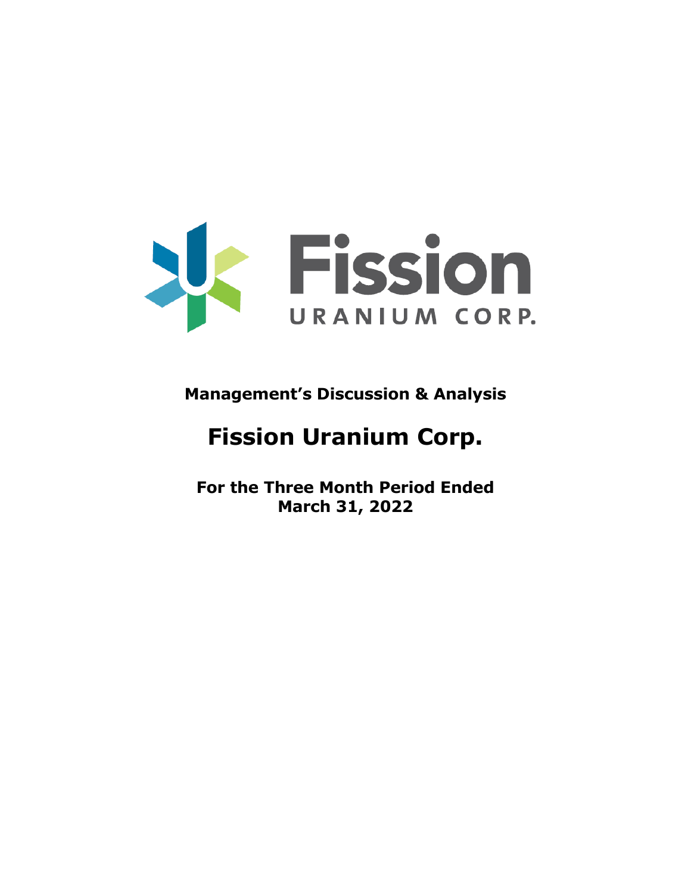**Management's Discussion & Analysis**

# Fission Uranium Corp.

**For the Three Month Period Ended March 31, 2022**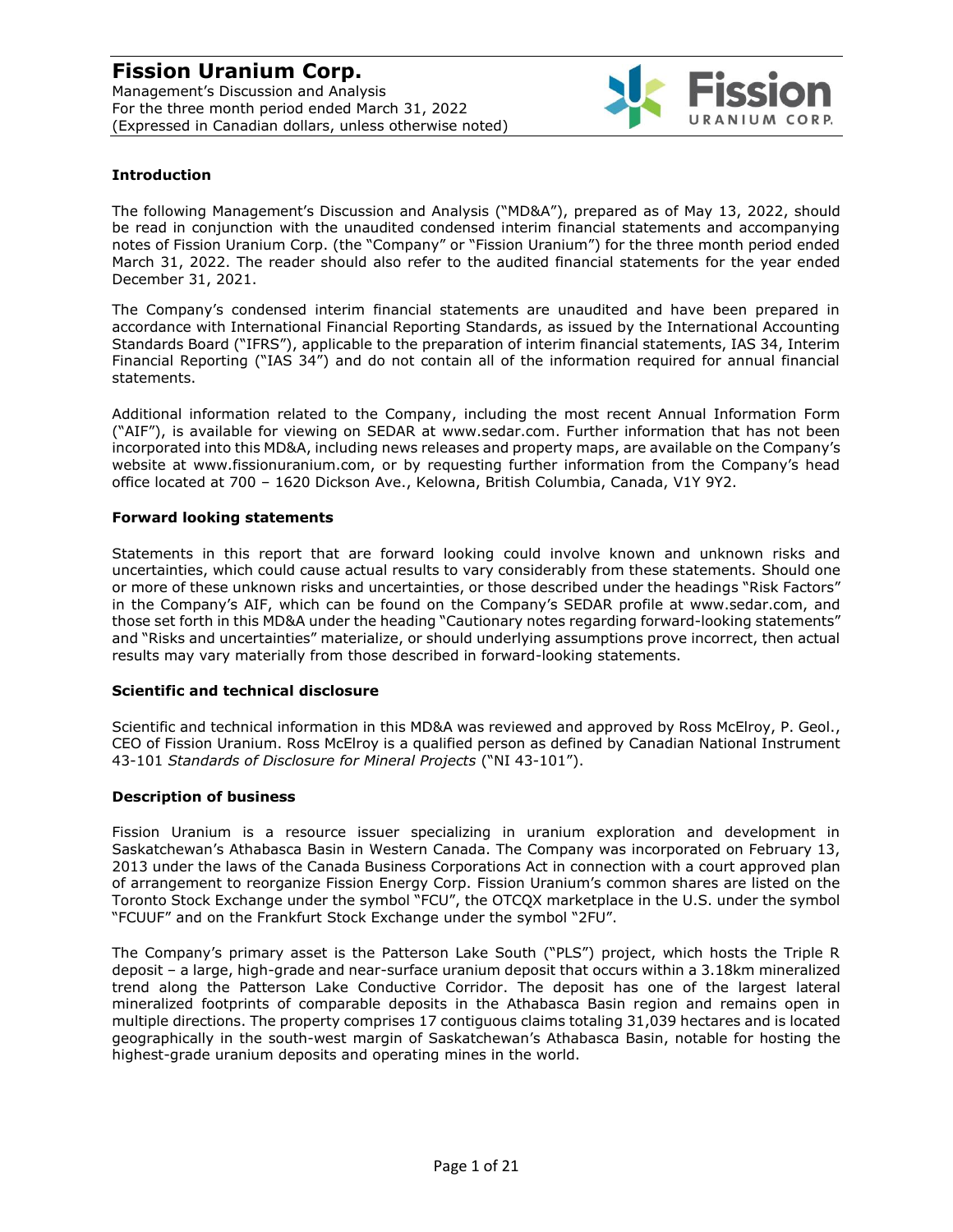## Introduction

The following Management's Discussion and Analysis ("MD&A"), prepared as of May 13, 2022, should be read in conjunction with the unaudited condensed interim financial statements and accompanying notes of Fission Uranium Corp. (the "Company" or "Fission Uranium") for the three month period ended March 31, 2022. The reader should also refer to the audited financial statements for the year ended December 31, 2021.

The Company's condensed interim financial statements are unaudited and have been prepared in accordance with International Financial Reporting Standards, as issued by the International Accounting Standards Board ("IFRS"), applicable to the preparation of interim financial statements, IAS 34, Interim Financial Reporting ("IAS 34") and do not contain all of the information required for annual financial statements.

Additional information related to the Company, including the most recent Annual Information Form ("AIF"), is available for viewing on SEDAR at www.sedar.com. Further information that has not been incorporated into this MD&A, including news releases and property maps, are available on the Company's website at www.fissionuranium.com, or by requesting further information from the Company's head office located at 700 – 1620 Dickson Ave., Kelowna, British Columbia, Canada, V1Y 9Y2.

## Forward looking statements

Statements in this report that are forward looking could involve known and unknown risks and uncertainties, which could cause actual results to vary considerably from these statements. Should one or more of these unknown risks and uncertainties, or those described under the headings "Risk Factors" in the Company's AIF, which can be found on the Company's SEDAR profile at www.sedar.com, and those set forth in this MD&A under the heading "Cautionary notes regarding forward-looking statements" and "Risks and uncertainties" materialize, or should underlying assumptions prove incorrect, then actual results may vary materially from those described in forward-looking statements.

## Scientific and technical disclosure

Scientific and technical information in this MD&A was reviewed and approved by Ross McElroy, P. Geol., CEO of Fission Uranium. Ross McElroy is a qualified person as defined by Canadian National Instrument 43-101 *Standards of Disclosure for Mineral Projects* ("NI 43-101").

## Description of business

Fission Uranium is a resource issuer specializing in uranium exploration and development in Saskatchewan's Athabasca Basin in Western Canada. The Company was incorporated on February 13, 2013 under the laws of the Canada Business Corporations Act in connection with a court approved plan of arrangement to reorganize Fission Energy Corp. Fission Uranium's common shares are listed on the Toronto Stock Exchange under the symbol "FCU", the OTCQX marketplace in the U.S. under the symbol "FCUUF" and on the Frankfurt Stock Exchange under the symbol "2FU".

The Company's primary asset is the Patterson Lake South ("PLS") project, which hosts the Triple R deposit – a large, high-grade and near-surface uranium deposit that occurs within a 3.18km mineralized trend along the Patterson Lake Conductive Corridor. The deposit has one of the largest lateral mineralized footprints of comparable deposits in the Athabasca Basin region and remains open in multiple directions. The property comprises 17 contiguous claims totaling 31,039 hectares and is located geographically in the south-west margin of Saskatchewan's Athabasca Basin, notable for hosting the highest-grade uranium deposits and operating mines in the world.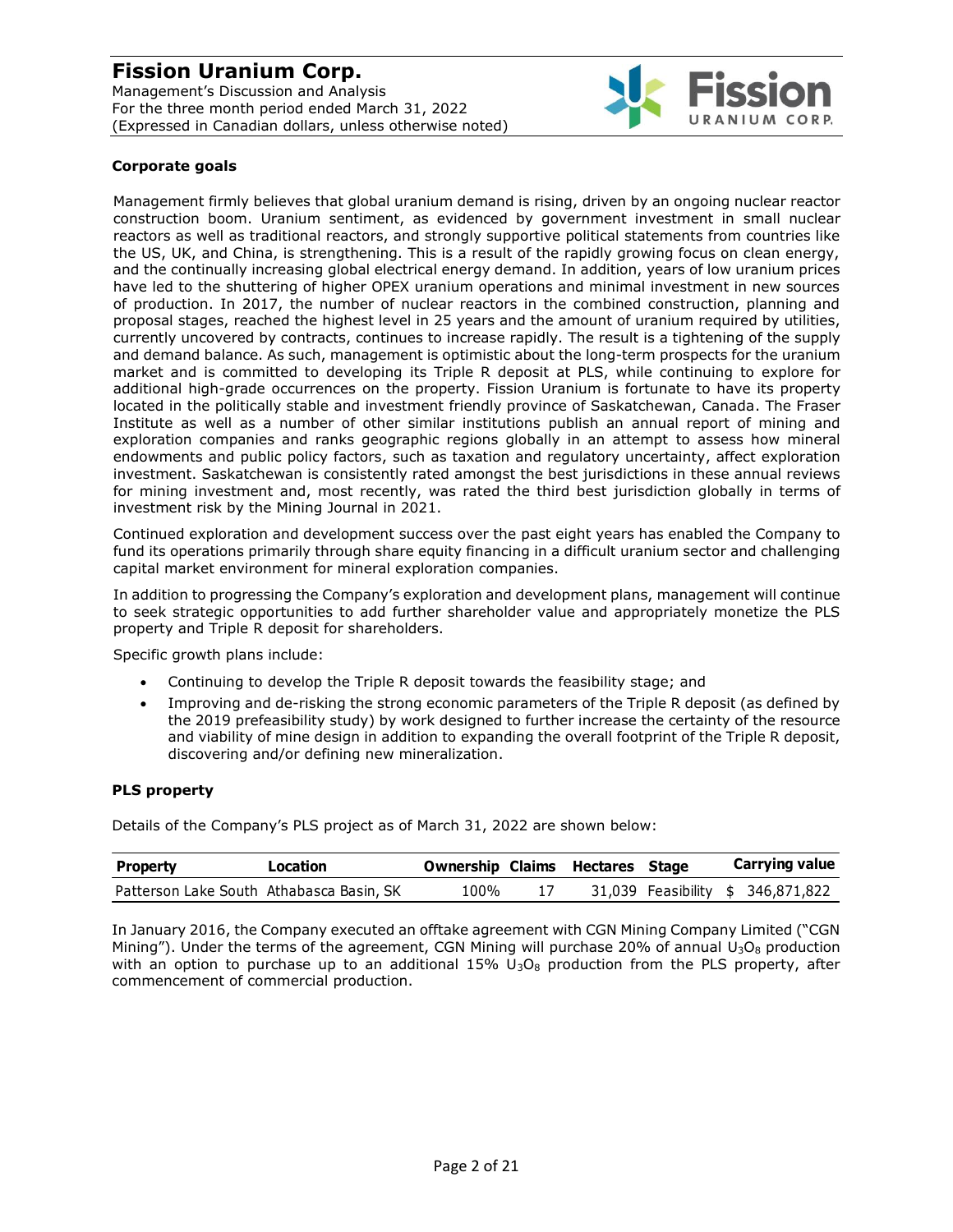## Corporate goals

Management firmly believes that global uranium demand is rising, driven by an ongoing nuclear reactor construction boom. Uranium sentiment, as evidenced by government investment in small nuclear reactors as well as traditional reactors, and strongly supportive political statements from countries like the US, UK, and China, is strengthening. This is a result of the rapidly growing focus on clean energy, and the continually increasing global electrical energy demand. In addition, years of low uranium prices have led to the shuttering of higher OPEX uranium operations and minimal investment in new sources of production. In 2017, the number of nuclear reactors in the combined construction, planning and proposal stages, reached the highest level in 25 years and the amount of uranium required by utilities, currently uncovered by contracts, continues to increase rapidly. The result is a tightening of the supply and demand balance. As such, management is optimistic about the long-term prospects for the uranium market and is committed to developing its Triple R deposit at PLS, while continuing to explore for additional high-grade occurrences on the property. Fission Uranium is fortunate to have its property located in the politically stable and investment friendly province of Saskatchewan, Canada. The Fraser Institute as well as a number of other similar institutions publish an annual report of mining and exploration companies and ranks geographic regions globally in an attempt to assess how mineral endowments and public policy factors, such as taxation and regulatory uncertainty, affect exploration investment. Saskatchewan is consistently rated amongst the best jurisdictions in these annual reviews for mining investment and, most recently, was rated the third best jurisdiction globally in terms of investment risk by the Mining Journal in 2021.

Continued exploration and development success over the past eight years has enabled the Company to fund its operations primarily through share equity financing in a difficult uranium sector and challenging capital market environment for mineral exploration companies.

In addition to progressing the Company's exploration and development plans, management will continue to seek strategic opportunities to add further shareholder value and appropriately monetize the PLS property and Triple R deposit for shareholders.

Specific growth plans include:

- Continuing to develop the Triple R deposit towards the feasibility stage; and
- Improving and de-risking the strong economic parameters of the Triple R deposit (as defined by the 2019 prefeasibility study) by work designed to further increase the certainty of the resource and viability of mine design in addition to expanding the overall footprint of the Triple R deposit, discovering and/or defining new mineralization.

## PLS property

Details of the Company's PLS project as of March 31, 2022 are shown below:

| Property | Location | Ownership | Claims | Hectares | Stage | Carrying value |
|---|---|---|---|---|---|---|
| Patterson Lake South | Athabasca Basin, SK | 100% | 17 | 31,039 | Feasibility | $ 346,871,822 |

In January 2016, the Company executed an offtake agreement with CGN Mining Company Limited ("CGN Mining"). Under the terms of the agreement, CGN Mining will purchase 20% of annual $U_3O_8$ production with an option to purchase up to an additional 15% $U_3O_8$ production from the PLS property, after commencement of commercial production.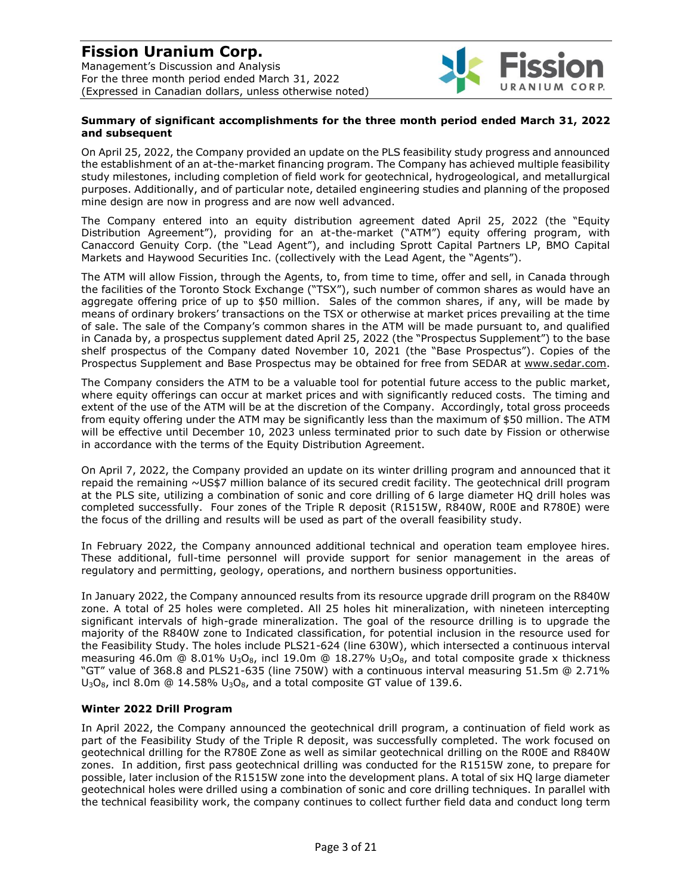**Summary of significant accomplishments for the three month period ended March 31, 2022 and subsequent**

On April 25, 2022, the Company provided an update on the PLS feasibility study progress and announced the establishment of an at-the-market financing program. The Company has achieved multiple feasibility study milestones, including completion of field work for geotechnical, hydrogeological, and metallurgical purposes. Additionally, and of particular note, detailed engineering studies and planning of the proposed mine design are now in progress and are now well advanced.

The Company entered into an equity distribution agreement dated April 25, 2022 (the "Equity Distribution Agreement"), providing for an at-the-market ("ATM") equity offering program, with Canaccord Genuity Corp. (the "Lead Agent"), and including Sprott Capital Partners LP, BMO Capital Markets and Haywood Securities Inc. (collectively with the Lead Agent, the "Agents").

The ATM will allow Fission, through the Agents, to, from time to time, offer and sell, in Canada through the facilities of the Toronto Stock Exchange ("TSX"), such number of common shares as would have an aggregate offering price of up to $50 million. Sales of the common shares, if any, will be made by means of ordinary brokers' transactions on the TSX or otherwise at market prices prevailing at the time of sale. The sale of the Company's common shares in the ATM will be made pursuant to, and qualified in Canada by, a prospectus supplement dated April 25, 2022 (the "Prospectus Supplement") to the base shelf prospectus of the Company dated November 10, 2021 (the "Base Prospectus"). Copies of the Prospectus Supplement and Base Prospectus may be obtained for free from SEDAR at www.sedar.com.

The Company considers the ATM to be a valuable tool for potential future access to the public market, where equity offerings can occur at market prices and with significantly reduced costs. The timing and extent of the use of the ATM will be at the discretion of the Company. Accordingly, total gross proceeds from equity offering under the ATM may be significantly less than the maximum of $50 million. The ATM will be effective until December 10, 2023 unless terminated prior to such date by Fission or otherwise in accordance with the terms of the Equity Distribution Agreement.

On April 7, 2022, the Company provided an update on its winter drilling program and announced that it repaid the remaining ~US$7 million balance of its secured credit facility. The geotechnical drill program at the PLS site, utilizing a combination of sonic and core drilling of 6 large diameter HQ drill holes was completed successfully. Four zones of the Triple R deposit (R1515W, R840W, R00E and R780E) were the focus of the drilling and results will be used as part of the overall feasibility study.

In February 2022, the Company announced additional technical and operation team employee hires. These additional, full-time personnel will provide support for senior management in the areas of regulatory and permitting, geology, operations, and northern business opportunities.

In January 2022, the Company announced results from its resource upgrade drill program on the R840W zone. A total of 25 holes were completed. All 25 holes hit mineralization, with nineteen intercepting significant intervals of high-grade mineralization. The goal of the resource drilling is to upgrade the majority of the R840W zone to Indicated classification, for potential inclusion in the resource used for the Feasibility Study. The holes include PLS21-624 (line 630W), which intersected a continuous interval measuring 46.0m @ 8.01% $U_3O_8$, incl 19.0m @ 18.27% $U_3O_8$, and total composite grade x thickness "GT" value of 368.8 and PLS21-635 (line 750W) with a continuous interval measuring 51.5m @ 2.71% $U_3O_8$, incl 8.0m @ 14.58% $U_3O_8$, and a total composite GT value of 139.6.

**Winter 2022 Drill Program**

In April 2022, the Company announced the geotechnical drill program, a continuation of field work as part of the Feasibility Study of the Triple R deposit, was successfully completed. The work focused on geotechnical drilling for the R780E Zone as well as similar geotechnical drilling on the R00E and R840W zones. In addition, first pass geotechnical drilling was conducted for the R1515W zone, to prepare for possible, later inclusion of the R1515W zone into the development plans. A total of six HQ large diameter geotechnical holes were drilled using a combination of sonic and core drilling techniques. In parallel with the technical feasibility work, the company continues to collect further field data and conduct long term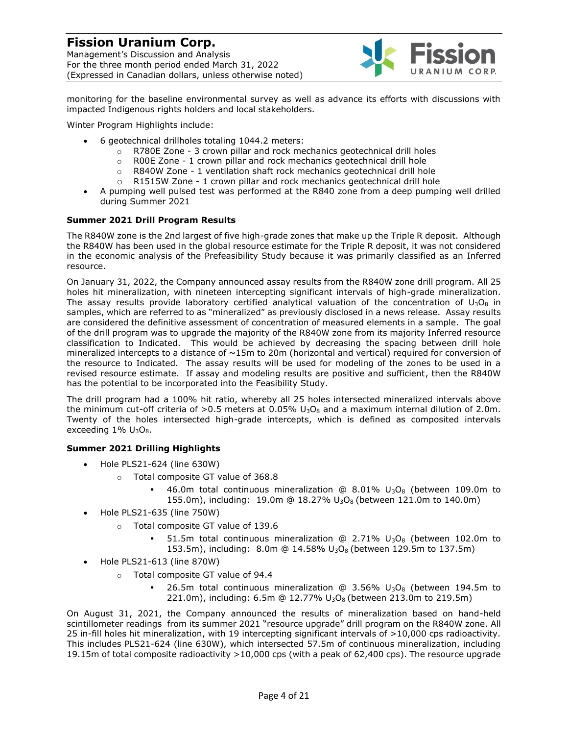monitoring for the baseline environmental survey as well as advance its efforts with discussions with impacted Indigenous rights holders and local stakeholders.

Winter Program Highlights include:

- 6 geotechnical drillholes totaling 1044.2 meters:
  - R780E Zone - 3 crown pillar and rock mechanics geotechnical drill holes
  - R00E Zone - 1 crown pillar and rock mechanics geotechnical drill hole
  - R840W Zone - 1 ventilation shaft rock mechanics geotechnical drill hole
  - R1515W Zone - 1 crown pillar and rock mechanics geotechnical drill hole
- A pumping well pulsed test was performed at the R840 zone from a deep pumping well drilled during Summer 2021

**Summer 2021 Drill Program Results**

The R840W zone is the 2nd largest of five high-grade zones that make up the Triple R deposit. Although the R840W has been used in the global resource estimate for the Triple R deposit, it was not considered in the economic analysis of the Prefeasibility Study because it was primarily classified as an Inferred resource.

On January 31, 2022, the Company announced assay results from the R840W zone drill program. All 25 holes hit mineralization, with nineteen intercepting significant intervals of high-grade mineralization. The assay results provide laboratory certified analytical valuation of the concentration of $U_3O_8$ in samples, which are referred to as "mineralized" as previously disclosed in a news release. Assay results are considered the definitive assessment of concentration of measured elements in a sample. The goal of the drill program was to upgrade the majority of the R840W zone from its majority Inferred resource classification to Indicated. This would be achieved by decreasing the spacing between drill hole mineralized intercepts to a distance of ~15m to 20m (horizontal and vertical) required for conversion of the resource to Indicated. The assay results will be used for modeling of the zones to be used in a revised resource estimate. If assay and modeling results are positive and sufficient, then the R840W has the potential to be incorporated into the Feasibility Study.

The drill program had a 100% hit ratio, whereby all 25 holes intersected mineralized intervals above the minimum cut-off criteria of >0.5 meters at 0.05% $U_3O_8$ and a maximum internal dilution of 2.0m. Twenty of the holes intersected high-grade intercepts, which is defined as composited intervals exceeding 1% $U_3O_8$.

**Summer 2021 Drilling Highlights**

- Hole PLS21-624 (line 630W)
  - Total composite GT value of 368.8
    - 46.0m total continuous mineralization @ 8.01% $U_3O_8$ (between 109.0m to 155.0m), including: 19.0m @ 18.27% $U_3O_8$ (between 121.0m to 140.0m)
- Hole PLS21-635 (line 750W)
  - Total composite GT value of 139.6
    - 51.5m total continuous mineralization @ 2.71% $U_3O_8$ (between 102.0m to 153.5m), including: 8.0m @ 14.58% $U_3O_8$ (between 129.5m to 137.5m)
- Hole PLS21-613 (line 870W)
  - Total composite GT value of 94.4
    - 26.5m total continuous mineralization @ 3.56% $U_3O_8$ (between 194.5m to 221.0m), including: 6.5m @ 12.77% $U_3O_8$ (between 213.0m to 219.5m)

On August 31, 2021, the Company announced the results of mineralization based on hand-held scintillometer readings from its summer 2021 "resource upgrade" drill program on the R840W zone. All 25 in-fill holes hit mineralization, with 19 intercepting significant intervals of >10,000 cps radioactivity. This includes PLS21-624 (line 630W), which intersected 57.5m of continuous mineralization, including 19.15m of total composite radioactivity >10,000 cps (with a peak of 62,400 cps). The resource upgrade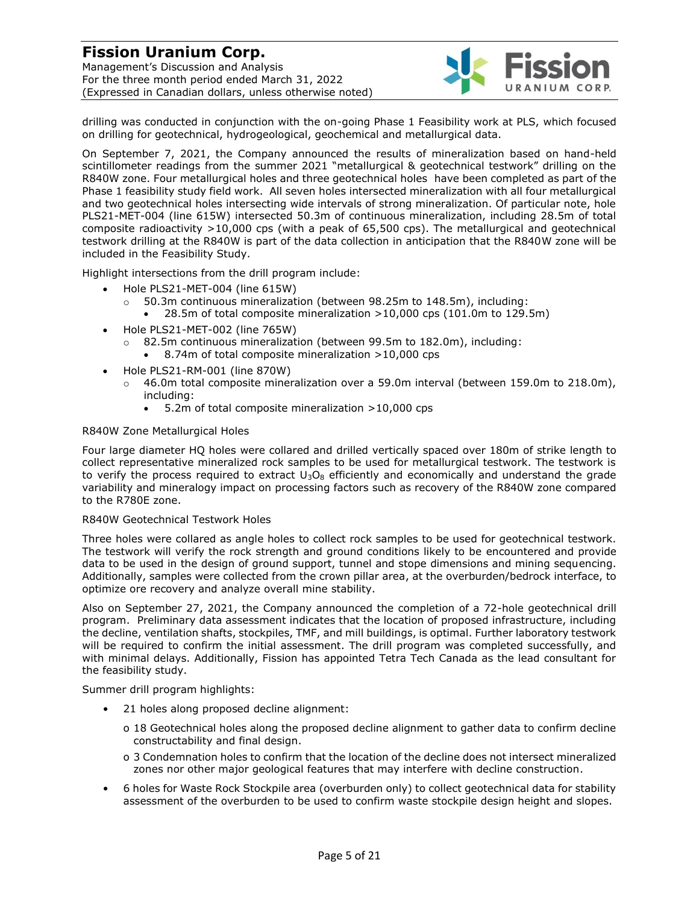drilling was conducted in conjunction with the on-going Phase 1 Feasibility work at PLS, which focused on drilling for geotechnical, hydrogeological, geochemical and metallurgical data.

On September 7, 2021, the Company announced the results of mineralization based on hand-held scintillometer readings from the summer 2021 "metallurgical & geotechnical testwork" drilling on the R840W zone. Four metallurgical holes and three geotechnical holes have been completed as part of the Phase 1 feasibility study field work. All seven holes intersected mineralization with all four metallurgical and two geotechnical holes intersecting wide intervals of strong mineralization. Of particular note, hole PLS21-MET-004 (line 615W) intersected 50.3m of continuous mineralization, including 28.5m of total composite radioactivity >10,000 cps (with a peak of 65,500 cps). The metallurgical and geotechnical testwork drilling at the R840W is part of the data collection in anticipation that the R840W zone will be included in the Feasibility Study.

Highlight intersections from the drill program include:

- Hole PLS21-MET-004 (line 615W)
  - 50.3m continuous mineralization (between 98.25m to 148.5m), including:
    - 28.5m of total composite mineralization >10,000 cps (101.0m to 129.5m)
- Hole PLS21-MET-002 (line 765W)
  - 82.5m continuous mineralization (between 99.5m to 182.0m), including:
    - 8.74m of total composite mineralization >10,000 cps
- Hole PLS21-RM-001 (line 870W)
  - 46.0m total composite mineralization over a 59.0m interval (between 159.0m to 218.0m), including:
    - 5.2m of total composite mineralization >10,000 cps

R840W Zone Metallurgical Holes

Four large diameter HQ holes were collared and drilled vertically spaced over 180m of strike length to collect representative mineralized rock samples to be used for metallurgical testwork. The testwork is to verify the process required to extract $U_3O_8$ efficiently and economically and understand the grade variability and mineralogy impact on processing factors such as recovery of the R840W zone compared to the R780E zone.

R840W Geotechnical Testwork Holes

Three holes were collared as angle holes to collect rock samples to be used for geotechnical testwork. The testwork will verify the rock strength and ground conditions likely to be encountered and provide data to be used in the design of ground support, tunnel and stope dimensions and mining sequencing. Additionally, samples were collected from the crown pillar area, at the overburden/bedrock interface, to optimize ore recovery and analyze overall mine stability.

Also on September 27, 2021, the Company announced the completion of a 72-hole geotechnical drill program. Preliminary data assessment indicates that the location of proposed infrastructure, including the decline, ventilation shafts, stockpiles, TMF, and mill buildings, is optimal. Further laboratory testwork will be required to confirm the initial assessment. The drill program was completed successfully, and with minimal delays. Additionally, Fission has appointed Tetra Tech Canada as the lead consultant for the feasibility study.

Summer drill program highlights:

- 21 holes along proposed decline alignment:
  - 18 Geotechnical holes along the proposed decline alignment to gather data to confirm decline constructability and final design.
  - 3 Condemnation holes to confirm that the location of the decline does not intersect mineralized zones nor other major geological features that may interfere with decline construction.
- 6 holes for Waste Rock Stockpile area (overburden only) to collect geotechnical data for stability assessment of the overburden to be used to confirm waste stockpile design height and slopes.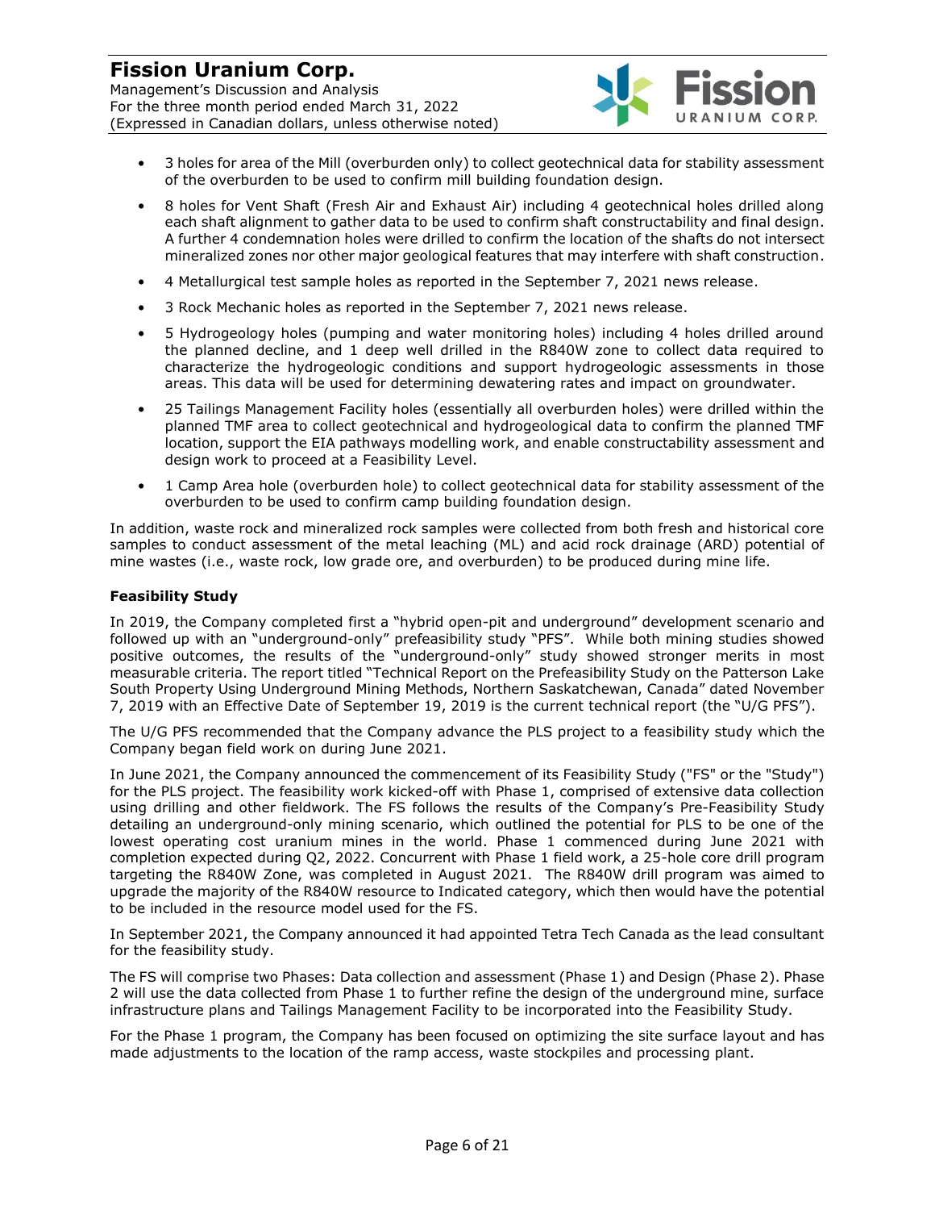- 3 holes for area of the Mill (overburden only) to collect geotechnical data for stability assessment of the overburden to be used to confirm mill building foundation design.
- 8 holes for Vent Shaft (Fresh Air and Exhaust Air) including 4 geotechnical holes drilled along each shaft alignment to gather data to be used to confirm shaft constructability and final design. A further 4 condemnation holes were drilled to confirm the location of the shafts do not intersect mineralized zones nor other major geological features that may interfere with shaft construction.
- 4 Metallurgical test sample holes as reported in the September 7, 2021 news release.
- 3 Rock Mechanic holes as reported in the September 7, 2021 news release.
- 5 Hydrogeology holes (pumping and water monitoring holes) including 4 holes drilled around the planned decline, and 1 deep well drilled in the R840W zone to collect data required to characterize the hydrogeologic conditions and support hydrogeologic assessments in those areas. This data will be used for determining dewatering rates and impact on groundwater.
- 25 Tailings Management Facility holes (essentially all overburden holes) were drilled within the planned TMF area to collect geotechnical and hydrogeological data to confirm the planned TMF location, support the EIA pathways modelling work, and enable constructability assessment and design work to proceed at a Feasibility Level.
- 1 Camp Area hole (overburden hole) to collect geotechnical data for stability assessment of the overburden to be used to confirm camp building foundation design.

In addition, waste rock and mineralized rock samples were collected from both fresh and historical core samples to conduct assessment of the metal leaching (ML) and acid rock drainage (ARD) potential of mine wastes (i.e., waste rock, low grade ore, and overburden) to be produced during mine life.

**Feasibility Study**

In 2019, the Company completed first a "hybrid open-pit and underground" development scenario and followed up with an "underground-only" prefeasibility study "PFS". While both mining studies showed positive outcomes, the results of the "underground-only" study showed stronger merits in most measurable criteria. The report titled "Technical Report on the Prefeasibility Study on the Patterson Lake South Property Using Underground Mining Methods, Northern Saskatchewan, Canada" dated November 7, 2019 with an Effective Date of September 19, 2019 is the current technical report (the "U/G PFS").

The U/G PFS recommended that the Company advance the PLS project to a feasibility study which the Company began field work on during June 2021.

In June 2021, the Company announced the commencement of its Feasibility Study ("FS" or the "Study") for the PLS project. The feasibility work kicked-off with Phase 1, comprised of extensive data collection using drilling and other fieldwork. The FS follows the results of the Company's Pre-Feasibility Study detailing an underground-only mining scenario, which outlined the potential for PLS to be one of the lowest operating cost uranium mines in the world. Phase 1 commenced during June 2021 with completion expected during Q2, 2022. Concurrent with Phase 1 field work, a 25-hole core drill program targeting the R840W Zone, was completed in August 2021. The R840W drill program was aimed to upgrade the majority of the R840W resource to Indicated category, which then would have the potential to be included in the resource model used for the FS.

In September 2021, the Company announced it had appointed Tetra Tech Canada as the lead consultant for the feasibility study.

The FS will comprise two Phases: Data collection and assessment (Phase 1) and Design (Phase 2). Phase 2 will use the data collected from Phase 1 to further refine the design of the underground mine, surface infrastructure plans and Tailings Management Facility to be incorporated into the Feasibility Study.

For the Phase 1 program, the Company has been focused on optimizing the site surface layout and has made adjustments to the location of the ramp access, waste stockpiles and processing plant.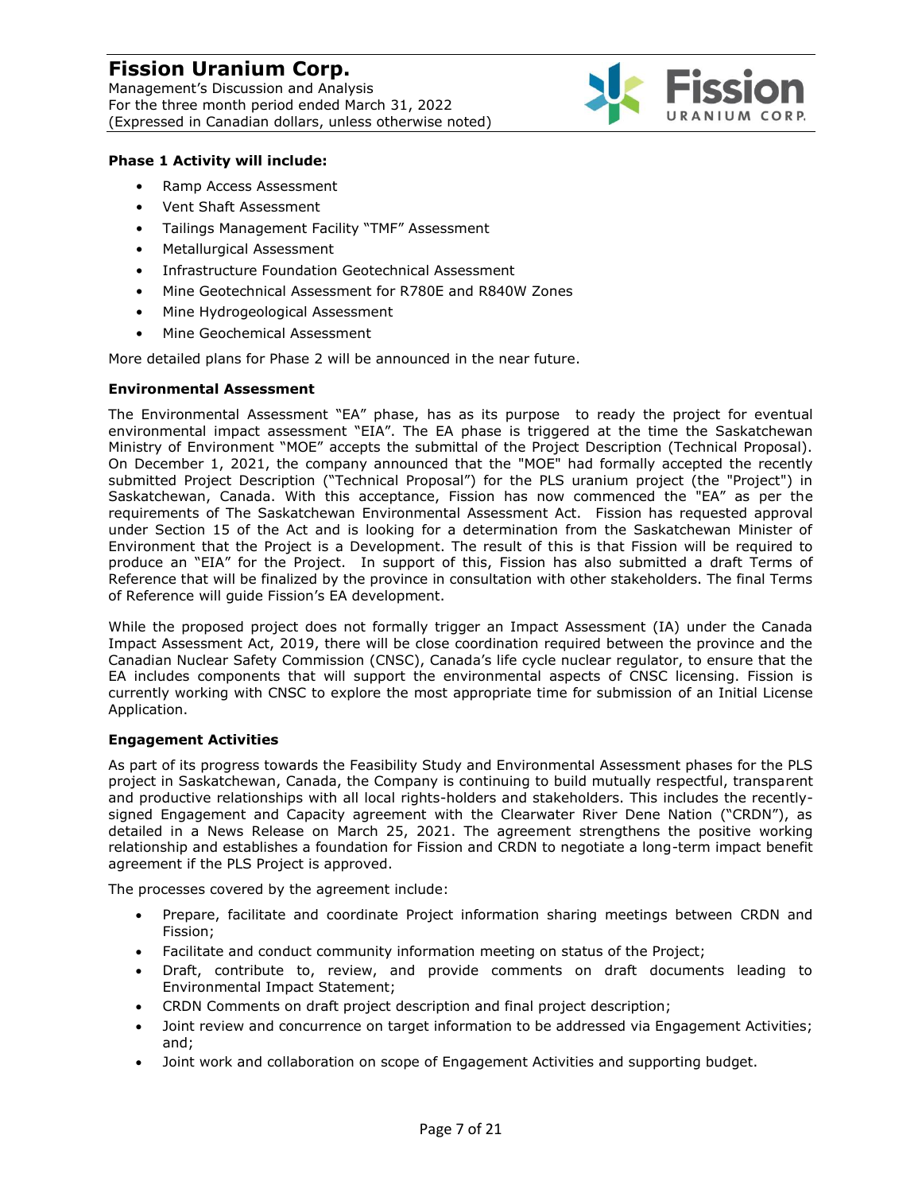**Phase 1 Activity will include:**

- Ramp Access Assessment
- Vent Shaft Assessment
- Tailings Management Facility "TMF" Assessment
- Metallurgical Assessment
- Infrastructure Foundation Geotechnical Assessment
- Mine Geotechnical Assessment for R780E and R840W Zones
- Mine Hydrogeological Assessment
- Mine Geochemical Assessment

More detailed plans for Phase 2 will be announced in the near future.

**Environmental Assessment**

The Environmental Assessment "EA" phase, has as its purpose to ready the project for eventual environmental impact assessment "EIA". The EA phase is triggered at the time the Saskatchewan Ministry of Environment "MOE" accepts the submittal of the Project Description (Technical Proposal). On December 1, 2021, the company announced that the "MOE" had formally accepted the recently submitted Project Description ("Technical Proposal") for the PLS uranium project (the "Project") in Saskatchewan, Canada. With this acceptance, Fission has now commenced the "EA" as per the requirements of The Saskatchewan Environmental Assessment Act. Fission has requested approval under Section 15 of the Act and is looking for a determination from the Saskatchewan Minister of Environment that the Project is a Development. The result of this is that Fission will be required to produce an "EIA" for the Project. In support of this, Fission has also submitted a draft Terms of Reference that will be finalized by the province in consultation with other stakeholders. The final Terms of Reference will guide Fission's EA development.

While the proposed project does not formally trigger an Impact Assessment (IA) under the Canada Impact Assessment Act, 2019, there will be close coordination required between the province and the Canadian Nuclear Safety Commission (CNSC), Canada's life cycle nuclear regulator, to ensure that the EA includes components that will support the environmental aspects of CNSC licensing. Fission is currently working with CNSC to explore the most appropriate time for submission of an Initial License Application.

**Engagement Activities**

As part of its progress towards the Feasibility Study and Environmental Assessment phases for the PLS project in Saskatchewan, Canada, the Company is continuing to build mutually respectful, transparent and productive relationships with all local rights-holders and stakeholders. This includes the recently-signed Engagement and Capacity agreement with the Clearwater River Dene Nation ("CRDN"), as detailed in a News Release on March 25, 2021. The agreement strengthens the positive working relationship and establishes a foundation for Fission and CRDN to negotiate a long-term impact benefit agreement if the PLS Project is approved.

The processes covered by the agreement include:

- Prepare, facilitate and coordinate Project information sharing meetings between CRDN and Fission;
- Facilitate and conduct community information meeting on status of the Project;
- Draft, contribute to, review, and provide comments on draft documents leading to Environmental Impact Statement;
- CRDN Comments on draft project description and final project description;
- Joint review and concurrence on target information to be addressed via Engagement Activities; and;
- Joint work and collaboration on scope of Engagement Activities and supporting budget.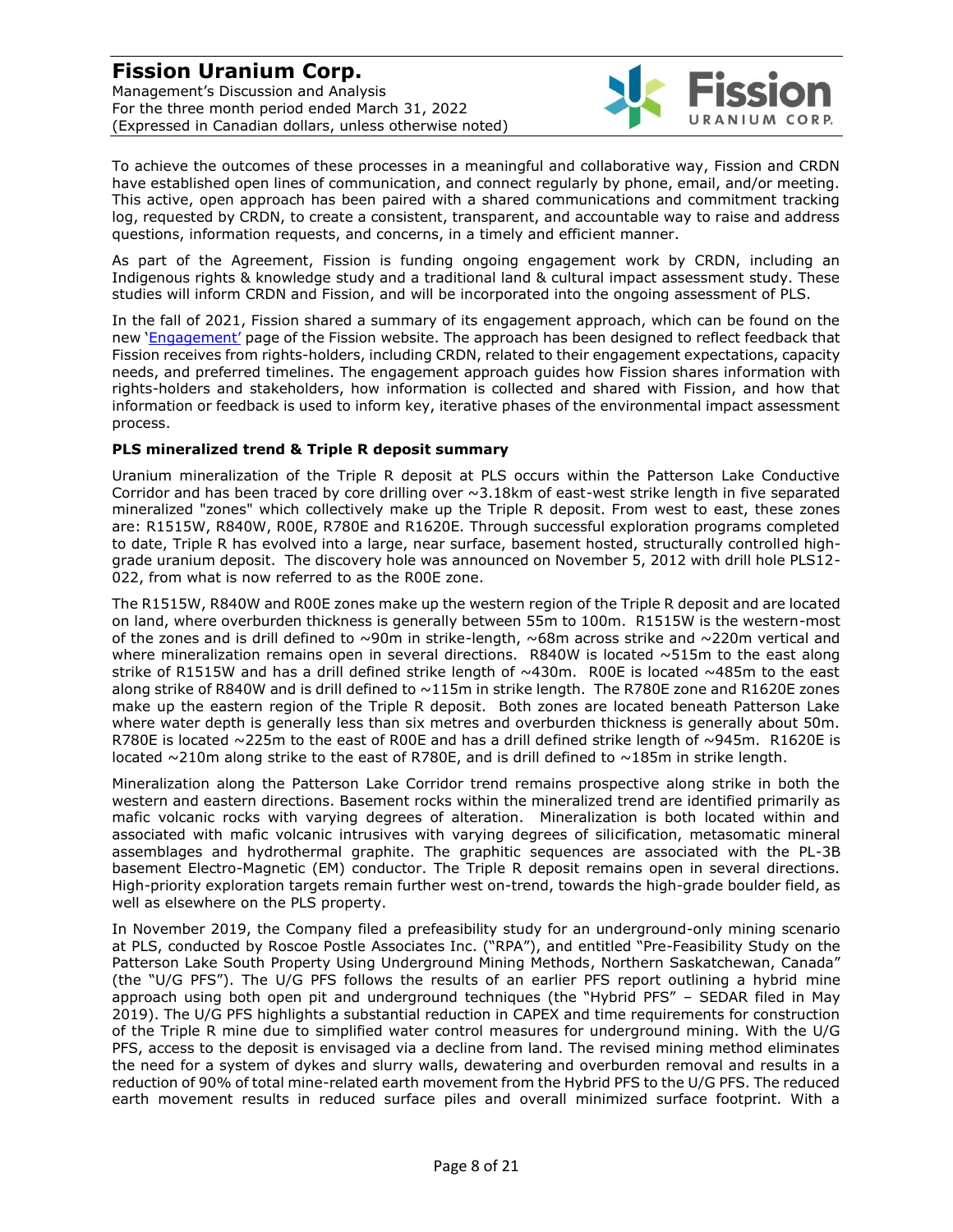To achieve the outcomes of these processes in a meaningful and collaborative way, Fission and CRDN have established open lines of communication, and connect regularly by phone, email, and/or meeting. This active, open approach has been paired with a shared communications and commitment tracking log, requested by CRDN, to create a consistent, transparent, and accountable way to raise and address questions, information requests, and concerns, in a timely and efficient manner.

As part of the Agreement, Fission is funding ongoing engagement work by CRDN, including an Indigenous rights & knowledge study and a traditional land & cultural impact assessment study. These studies will inform CRDN and Fission, and will be incorporated into the ongoing assessment of PLS.

In the fall of 2021, Fission shared a summary of its engagement approach, which can be found on the new 'Engagement' page of the Fission website. The approach has been designed to reflect feedback that Fission receives from rights-holders, including CRDN, related to their engagement expectations, capacity needs, and preferred timelines. The engagement approach guides how Fission shares information with rights-holders and stakeholders, how information is collected and shared with Fission, and how that information or feedback is used to inform key, iterative phases of the environmental impact assessment process.

**PLS mineralized trend & Triple R deposit summary**

Uranium mineralization of the Triple R deposit at PLS occurs within the Patterson Lake Conductive Corridor and has been traced by core drilling over ~3.18km of east-west strike length in five separated mineralized "zones" which collectively make up the Triple R deposit. From west to east, these zones are: R1515W, R840W, R00E, R780E and R1620E. Through successful exploration programs completed to date, Triple R has evolved into a large, near surface, basement hosted, structurally controlled high-grade uranium deposit. The discovery hole was announced on November 5, 2012 with drill hole PLS12-022, from what is now referred to as the R00E zone.

The R1515W, R840W and R00E zones make up the western region of the Triple R deposit and are located on land, where overburden thickness is generally between 55m to 100m. R1515W is the western-most of the zones and is drill defined to ~90m in strike-length, ~68m across strike and ~220m vertical and where mineralization remains open in several directions. R840W is located ~515m to the east along strike of R1515W and has a drill defined strike length of ~430m. R00E is located ~485m to the east along strike of R840W and is drill defined to ~115m in strike length. The R780E zone and R1620E zones make up the eastern region of the Triple R deposit. Both zones are located beneath Patterson Lake where water depth is generally less than six metres and overburden thickness is generally about 50m. R780E is located ~225m to the east of R00E and has a drill defined strike length of ~945m. R1620E is located ~210m along strike to the east of R780E, and is drill defined to ~185m in strike length.

Mineralization along the Patterson Lake Corridor trend remains prospective along strike in both the western and eastern directions. Basement rocks within the mineralized trend are identified primarily as mafic volcanic rocks with varying degrees of alteration. Mineralization is both located within and associated with mafic volcanic intrusives with varying degrees of silicification, metasomatic mineral assemblages and hydrothermal graphite. The graphitic sequences are associated with the PL-3B basement Electro-Magnetic (EM) conductor. The Triple R deposit remains open in several directions. High-priority exploration targets remain further west on-trend, towards the high-grade boulder field, as well as elsewhere on the PLS property.

In November 2019, the Company filed a prefeasibility study for an underground-only mining scenario at PLS, conducted by Roscoe Postle Associates Inc. ("RPA"), and entitled "Pre-Feasibility Study on the Patterson Lake South Property Using Underground Mining Methods, Northern Saskatchewan, Canada" (the "U/G PFS"). The U/G PFS follows the results of an earlier PFS report outlining a hybrid mine approach using both open pit and underground techniques (the "Hybrid PFS" – SEDAR filed in May 2019). The U/G PFS highlights a substantial reduction in CAPEX and time requirements for construction of the Triple R mine due to simplified water control measures for underground mining. With the U/G PFS, access to the deposit is envisaged via a decline from land. The revised mining method eliminates the need for a system of dykes and slurry walls, dewatering and overburden removal and results in a reduction of 90% of total mine-related earth movement from the Hybrid PFS to the U/G PFS. The reduced earth movement results in reduced surface piles and overall minimized surface footprint. With a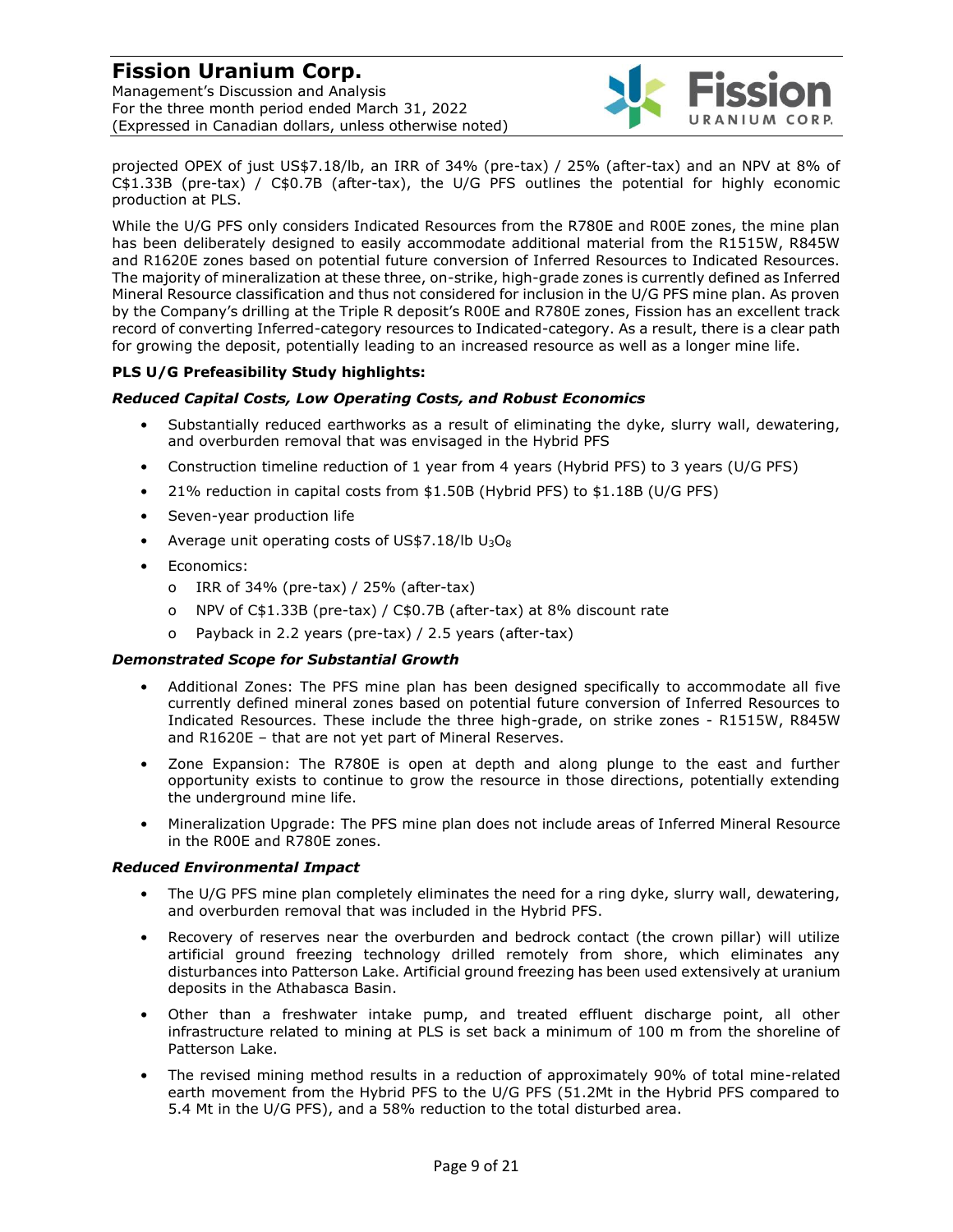projected OPEX of just US$7.18/lb, an IRR of 34% (pre-tax) / 25% (after-tax) and an NPV at 8% of C$1.33B (pre-tax) / C$0.7B (after-tax), the U/G PFS outlines the potential for highly economic production at PLS.

While the U/G PFS only considers Indicated Resources from the R780E and R00E zones, the mine plan has been deliberately designed to easily accommodate additional material from the R1515W, R845W and R1620E zones based on potential future conversion of Inferred Resources to Indicated Resources. The majority of mineralization at these three, on-strike, high-grade zones is currently defined as Inferred Mineral Resource classification and thus not considered for inclusion in the U/G PFS mine plan. As proven by the Company's drilling at the Triple R deposit's R00E and R780E zones, Fission has an excellent track record of converting Inferred-category resources to Indicated-category. As a result, there is a clear path for growing the deposit, potentially leading to an increased resource as well as a longer mine life.

**PLS U/G Prefeasibility Study highlights:**

***Reduced Capital Costs, Low Operating Costs, and Robust Economics***

- Substantially reduced earthworks as a result of eliminating the dyke, slurry wall, dewatering, and overburden removal that was envisaged in the Hybrid PFS
- Construction timeline reduction of 1 year from 4 years (Hybrid PFS) to 3 years (U/G PFS)
- 21% reduction in capital costs from $1.50B (Hybrid PFS) to $1.18B (U/G PFS)
- Seven-year production life
- Average unit operating costs of US$7.18/lb $U_3O_8$
- Economics:
  - IRR of 34% (pre-tax) / 25% (after-tax)
  - NPV of C$1.33B (pre-tax) / C$0.7B (after-tax) at 8% discount rate
  - Payback in 2.2 years (pre-tax) / 2.5 years (after-tax)

***Demonstrated Scope for Substantial Growth***

- Additional Zones: The PFS mine plan has been designed specifically to accommodate all five currently defined mineral zones based on potential future conversion of Inferred Resources to Indicated Resources. These include the three high-grade, on strike zones - R1515W, R845W and R1620E – that are not yet part of Mineral Reserves.
- Zone Expansion: The R780E is open at depth and along plunge to the east and further opportunity exists to continue to grow the resource in those directions, potentially extending the underground mine life.
- Mineralization Upgrade: The PFS mine plan does not include areas of Inferred Mineral Resource in the R00E and R780E zones.

***Reduced Environmental Impact***

- The U/G PFS mine plan completely eliminates the need for a ring dyke, slurry wall, dewatering, and overburden removal that was included in the Hybrid PFS.
- Recovery of reserves near the overburden and bedrock contact (the crown pillar) will utilize artificial ground freezing technology drilled remotely from shore, which eliminates any disturbances into Patterson Lake. Artificial ground freezing has been used extensively at uranium deposits in the Athabasca Basin.
- Other than a freshwater intake pump, and treated effluent discharge point, all other infrastructure related to mining at PLS is set back a minimum of 100 m from the shoreline of Patterson Lake.
- The revised mining method results in a reduction of approximately 90% of total mine-related earth movement from the Hybrid PFS to the U/G PFS (51.2Mt in the Hybrid PFS compared to 5.4 Mt in the U/G PFS), and a 58% reduction to the total disturbed area.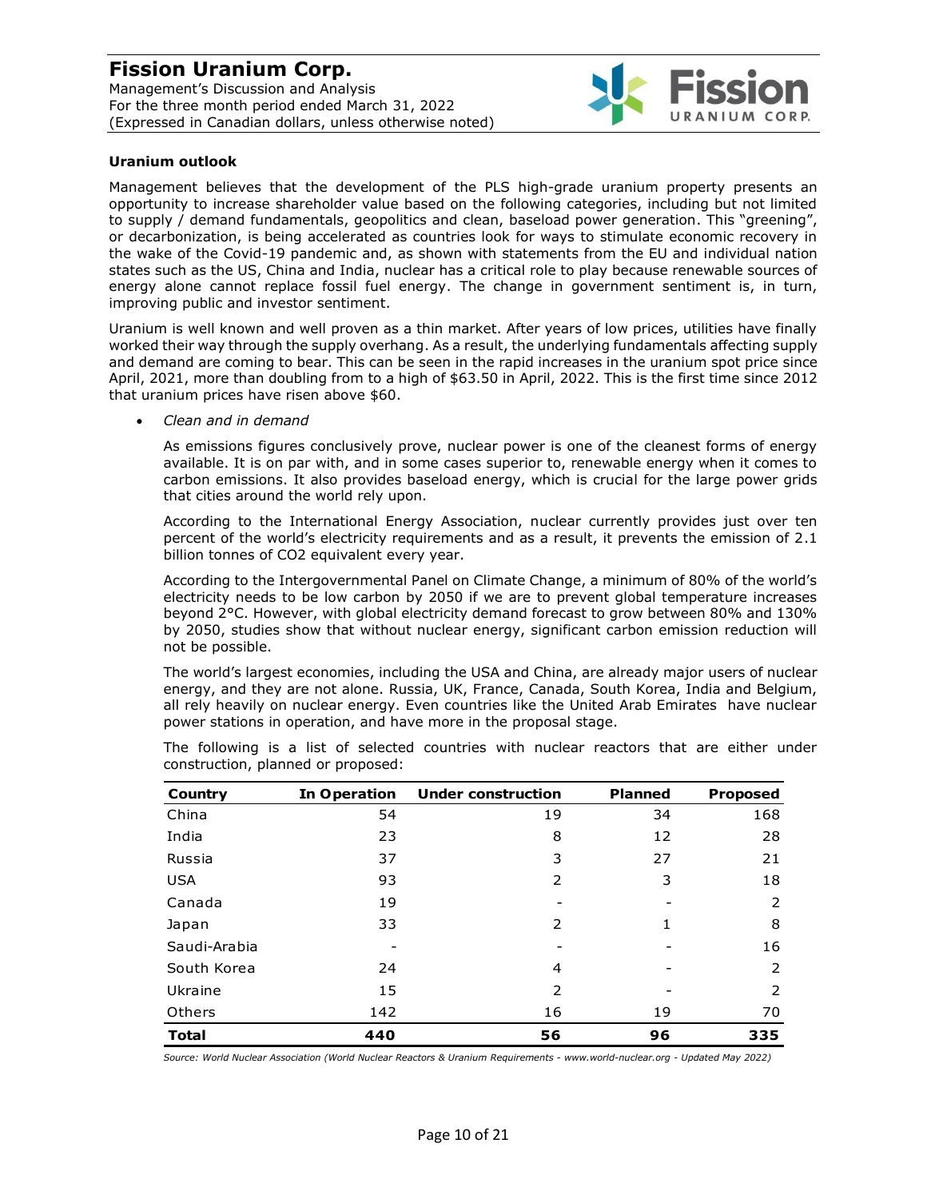### Uranium outlook

Management believes that the development of the PLS high-grade uranium property presents an opportunity to increase shareholder value based on the following categories, including but not limited to supply / demand fundamentals, geopolitics and clean, baseload power generation. This "greening", or decarbonization, is being accelerated as countries look for ways to stimulate economic recovery in the wake of the Covid-19 pandemic and, as shown with statements from the EU and individual nation states such as the US, China and India, nuclear has a critical role to play because renewable sources of energy alone cannot replace fossil fuel energy. The change in government sentiment is, in turn, improving public and investor sentiment.

Uranium is well known and well proven as a thin market. After years of low prices, utilities have finally worked their way through the supply overhang. As a result, the underlying fundamentals affecting supply and demand are coming to bear. This can be seen in the rapid increases in the uranium spot price since April, 2021, more than doubling from to a high of $63.50 in April, 2022. This is the first time since 2012 that uranium prices have risen above $60.

- *Clean and in demand*

  As emissions figures conclusively prove, nuclear power is one of the cleanest forms of energy available. It is on par with, and in some cases superior to, renewable energy when it comes to carbon emissions. It also provides baseload energy, which is crucial for the large power grids that cities around the world rely upon.

  According to the International Energy Association, nuclear currently provides just over ten percent of the world's electricity requirements and as a result, it prevents the emission of 2.1 billion tonnes of CO2 equivalent every year.

  According to the Intergovernmental Panel on Climate Change, a minimum of 80% of the world's electricity needs to be low carbon by 2050 if we are to prevent global temperature increases beyond 2°C. However, with global electricity demand forecast to grow between 80% and 130% by 2050, studies show that without nuclear energy, significant carbon emission reduction will not be possible.

  The world's largest economies, including the USA and China, are already major users of nuclear energy, and they are not alone. Russia, UK, France, Canada, South Korea, India and Belgium, all rely heavily on nuclear energy. Even countries like the United Arab Emirates have nuclear power stations in operation, and have more in the proposal stage.

  The following is a list of selected countries with nuclear reactors that are either under construction, planned or proposed:

| Country | In Operation | Under construction | Planned | Proposed |
|---|---|---|---|---|
| China | 54 | 19 | 34 | 168 |
| India | 23 | 8 | 12 | 28 |
| Russia | 37 | 3 | 27 | 21 |
| USA | 93 | 2 | 3 | 18 |
| Canada | 19 | - | - | 2 |
| Japan | 33 | 2 | 1 | 8 |
| Saudi-Arabia | - | - | - | 16 |
| South Korea | 24 | 4 | - | 2 |
| Ukraine | 15 | 2 | - | 2 |
| Others | 142 | 16 | 19 | 70 |
| **Total** | **440** | **56** | **96** | **335** |

*Source: World Nuclear Association (World Nuclear Reactors & Uranium Requirements - www.world-nuclear.org - Updated May 2022)*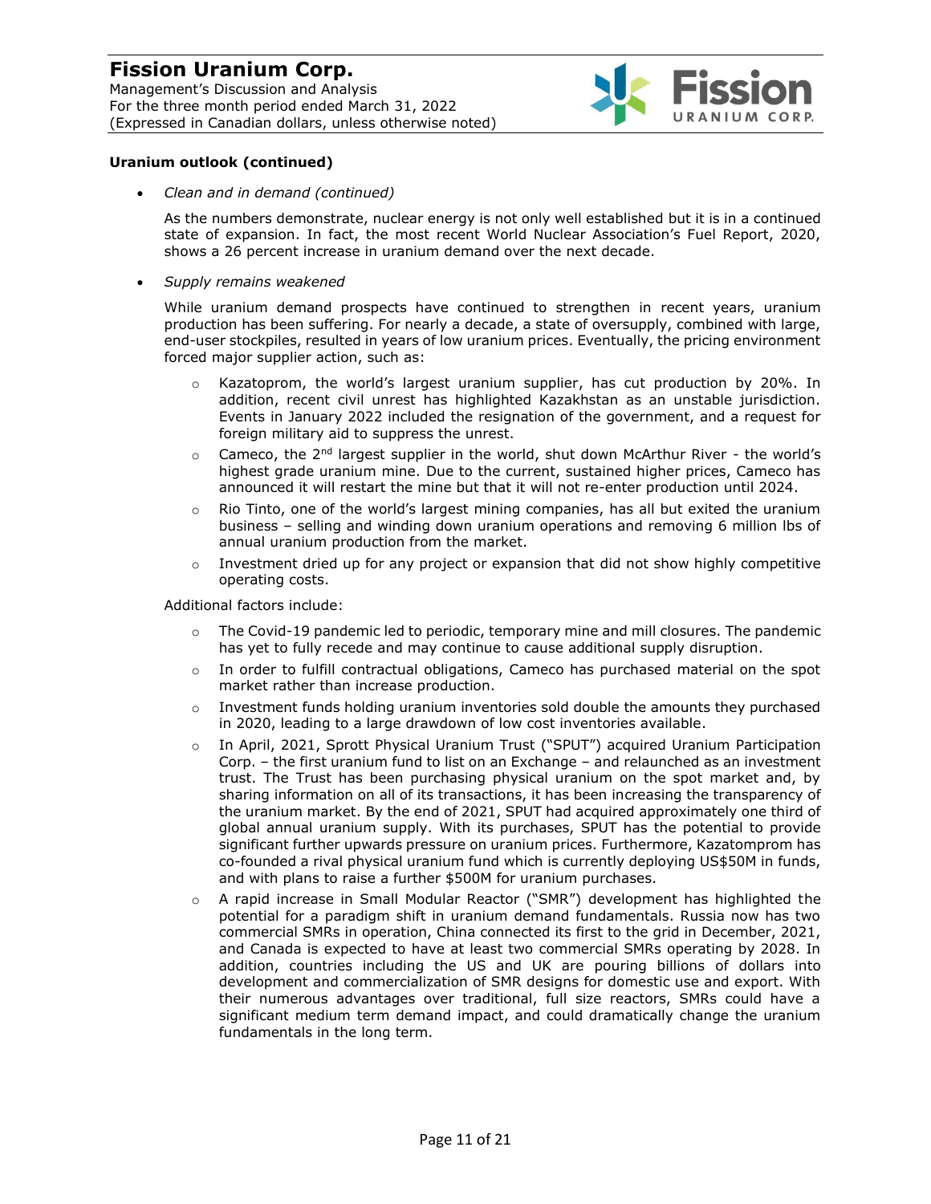### Uranium outlook (continued)

- *Clean and in demand (continued)*

  As the numbers demonstrate, nuclear energy is not only well established but it is in a continued state of expansion. In fact, the most recent World Nuclear Association's Fuel Report, 2020, shows a 26 percent increase in uranium demand over the next decade.

- *Supply remains weakened*

  While uranium demand prospects have continued to strengthen in recent years, uranium production has been suffering. For nearly a decade, a state of oversupply, combined with large, end-user stockpiles, resulted in years of low uranium prices. Eventually, the pricing environment forced major supplier action, such as:

  - Kazatoprom, the world's largest uranium supplier, has cut production by 20%. In addition, recent civil unrest has highlighted Kazakhstan as an unstable jurisdiction. Events in January 2022 included the resignation of the government, and a request for foreign military aid to suppress the unrest.
  - Cameco, the 2nd largest supplier in the world, shut down McArthur River - the world's highest grade uranium mine. Due to the current, sustained higher prices, Cameco has announced it will restart the mine but that it will not re-enter production until 2024.
  - Rio Tinto, one of the world's largest mining companies, has all but exited the uranium business – selling and winding down uranium operations and removing 6 million lbs of annual uranium production from the market.
  - Investment dried up for any project or expansion that did not show highly competitive operating costs.

  Additional factors include:

  - The Covid-19 pandemic led to periodic, temporary mine and mill closures. The pandemic has yet to fully recede and may continue to cause additional supply disruption.
  - In order to fulfill contractual obligations, Cameco has purchased material on the spot market rather than increase production.
  - Investment funds holding uranium inventories sold double the amounts they purchased in 2020, leading to a large drawdown of low cost inventories available.
  - In April, 2021, Sprott Physical Uranium Trust ("SPUT") acquired Uranium Participation Corp. – the first uranium fund to list on an Exchange – and relaunched as an investment trust. The Trust has been purchasing physical uranium on the spot market and, by sharing information on all of its transactions, it has been increasing the transparency of the uranium market. By the end of 2021, SPUT had acquired approximately one third of global annual uranium supply. With its purchases, SPUT has the potential to provide significant further upwards pressure on uranium prices. Furthermore, Kazatomprom has co-founded a rival physical uranium fund which is currently deploying US$50M in funds, and with plans to raise a further $500M for uranium purchases.
  - A rapid increase in Small Modular Reactor ("SMR") development has highlighted the potential for a paradigm shift in uranium demand fundamentals. Russia now has two commercial SMRs in operation, China connected its first to the grid in December, 2021, and Canada is expected to have at least two commercial SMRs operating by 2028. In addition, countries including the US and UK are pouring billions of dollars into development and commercialization of SMR designs for domestic use and export. With their numerous advantages over traditional, full size reactors, SMRs could have a significant medium term demand impact, and could dramatically change the uranium fundamentals in the long term.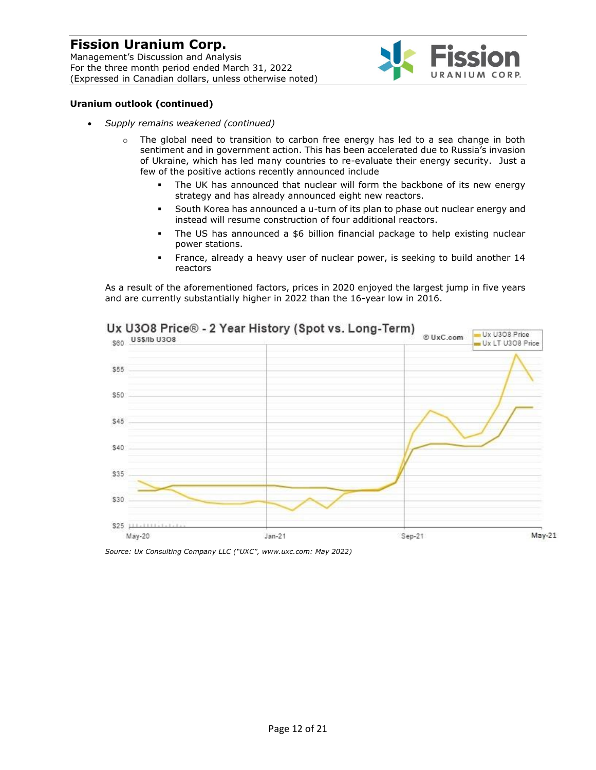**Uranium outlook (continued)**

- *Supply remains weakened (continued)*
  - The global need to transition to carbon free energy has led to a sea change in both sentiment and in government action. This has been accelerated due to Russia's invasion of Ukraine, which has led many countries to re-evaluate their energy security. Just a few of the positive actions recently announced include
    - The UK has announced that nuclear will form the backbone of its new energy strategy and has already announced eight new reactors.
    - South Korea has announced a u-turn of its plan to phase out nuclear energy and instead will resume construction of four additional reactors.
    - The US has announced a $6 billion financial package to help existing nuclear power stations.
    - France, already a heavy user of nuclear power, is seeking to build another 14 reactors

As a result of the aforementioned factors, prices in 2020 enjoyed the largest jump in five years and are currently substantially higher in 2022 than the 16-year low in 2016.

Ux U3O8 Price® - 2 Year History (Spot vs. Long-Term)

US$/lb U3O8

© UxC.com

Ux U3O8 Price

Ux LT U3O8 Price

$60
$55
$50
$45
$40
$35
$30
$25

May-20
Jan-21
Sep-21
May-21

*Source: Ux Consulting Company LLC ("UXC", www.uxc.com: May 2022)*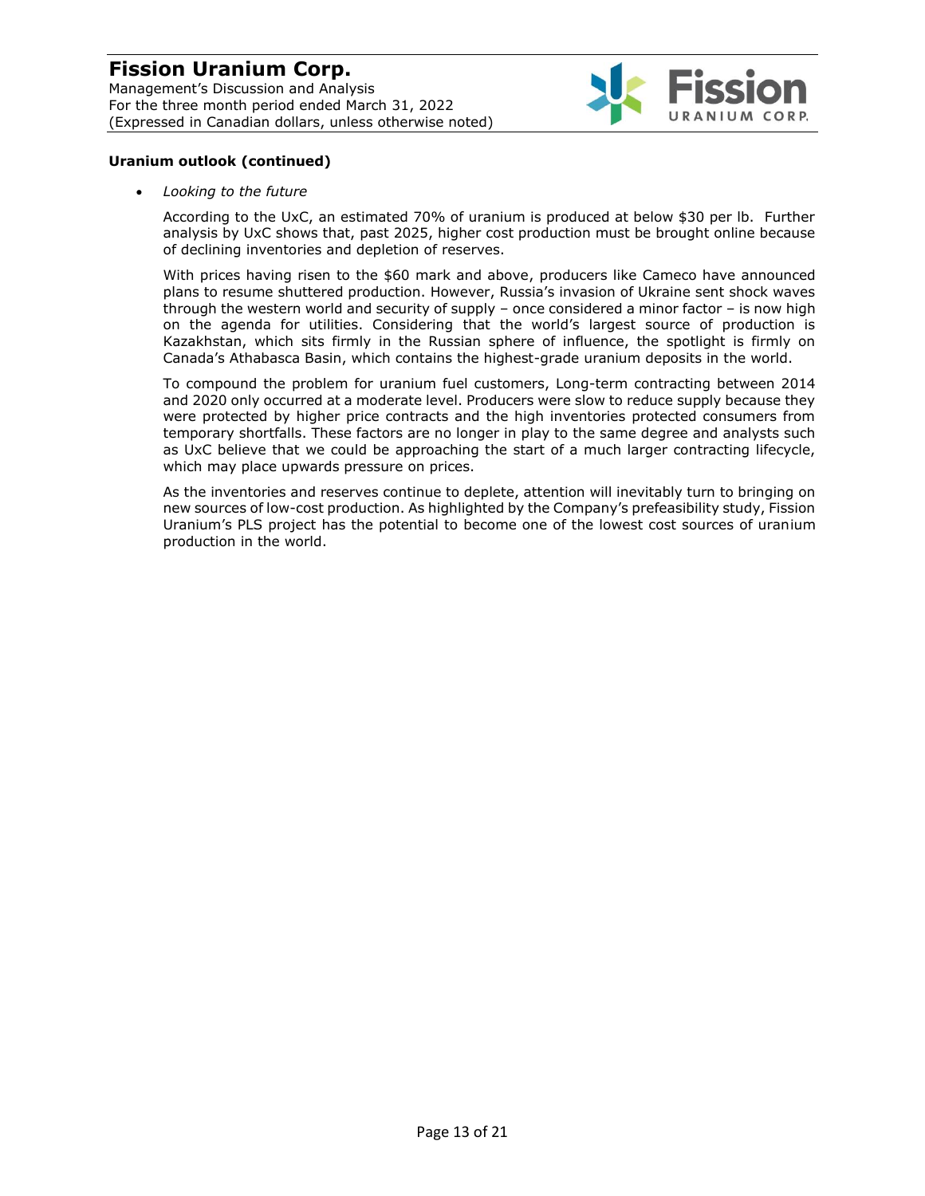### Uranium outlook (continued)

- *Looking to the future*

  According to the UxC, an estimated 70% of uranium is produced at below $30 per lb. Further analysis by UxC shows that, past 2025, higher cost production must be brought online because of declining inventories and depletion of reserves.

  With prices having risen to the $60 mark and above, producers like Cameco have announced plans to resume shuttered production. However, Russia's invasion of Ukraine sent shock waves through the western world and security of supply – once considered a minor factor – is now high on the agenda for utilities. Considering that the world's largest source of production is Kazakhstan, which sits firmly in the Russian sphere of influence, the spotlight is firmly on Canada's Athabasca Basin, which contains the highest-grade uranium deposits in the world.

  To compound the problem for uranium fuel customers, Long-term contracting between 2014 and 2020 only occurred at a moderate level. Producers were slow to reduce supply because they were protected by higher price contracts and the high inventories protected consumers from temporary shortfalls. These factors are no longer in play to the same degree and analysts such as UxC believe that we could be approaching the start of a much larger contracting lifecycle, which may place upwards pressure on prices.

  As the inventories and reserves continue to deplete, attention will inevitably turn to bringing on new sources of low-cost production. As highlighted by the Company's prefeasibility study, Fission Uranium's PLS project has the potential to become one of the lowest cost sources of uranium production in the world.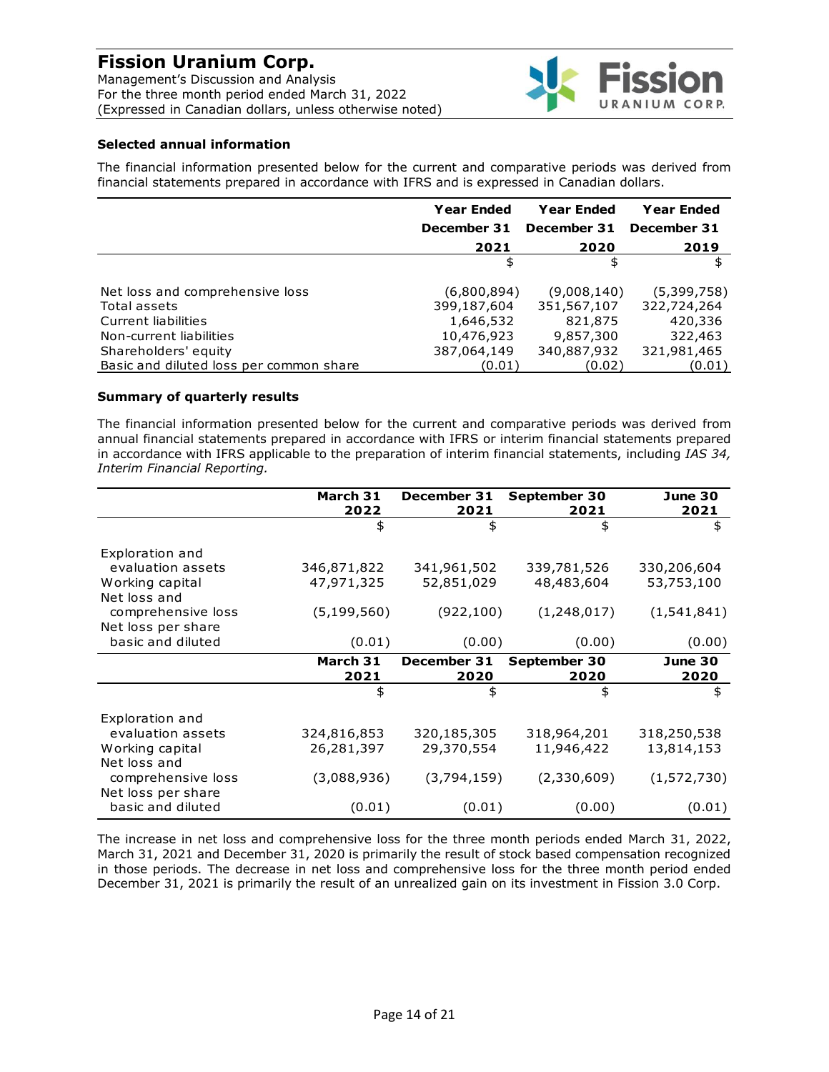### Selected annual information

The financial information presented below for the current and comparative periods was derived from financial statements prepared in accordance with IFRS and is expressed in Canadian dollars.

| | Year Ended December 31 2021 | Year Ended December 31 2020 | Year Ended December 31 2019 |
|---|---|---|---|
| | $ | $ | $ |
| Net loss and comprehensive loss | (6,800,894) | (9,008,140) | (5,399,758) |
| Total assets | 399,187,604 | 351,567,107 | 322,724,264 |
| Current liabilities | 1,646,532 | 821,875 | 420,336 |
| Non-current liabilities | 10,476,923 | 9,857,300 | 322,463 |
| Shareholders' equity | 387,064,149 | 340,887,932 | 321,981,465 |
| Basic and diluted loss per common share | (0.01) | (0.02) | (0.01) |

### Summary of quarterly results

The financial information presented below for the current and comparative periods was derived from annual financial statements prepared in accordance with IFRS or interim financial statements prepared in accordance with IFRS applicable to the preparation of interim financial statements, including *IAS 34, Interim Financial Reporting.*

| | March 31 2022 | December 31 2021 | September 30 2021 | June 30 2021 |
|---|---|---|---|---|
| | $ | $ | $ | $ |
| Exploration and evaluation assets | 346,871,822 | 341,961,502 | 339,781,526 | 330,206,604 |
| Working capital | 47,971,325 | 52,851,029 | 48,483,604 | 53,753,100 |
| Net loss and comprehensive loss | (5,199,560) | (922,100) | (1,248,017) | (1,541,841) |
| Net loss per share basic and diluted | (0.01) | (0.00) | (0.00) | (0.00) |
| | **March 31 2021** | **December 31 2020** | **September 30 2020** | **June 30 2020** |
| | $ | $ | $ | $ |
| Exploration and evaluation assets | 324,816,853 | 320,185,305 | 318,964,201 | 318,250,538 |
| Working capital | 26,281,397 | 29,370,554 | 11,946,422 | 13,814,153 |
| Net loss and comprehensive loss | (3,088,936) | (3,794,159) | (2,330,609) | (1,572,730) |
| Net loss per share basic and diluted | (0.01) | (0.01) | (0.00) | (0.01) |

The increase in net loss and comprehensive loss for the three month periods ended March 31, 2022, March 31, 2021 and December 31, 2020 is primarily the result of stock based compensation recognized in those periods. The decrease in net loss and comprehensive loss for the three month period ended December 31, 2021 is primarily the result of an unrealized gain on its investment in Fission 3.0 Corp.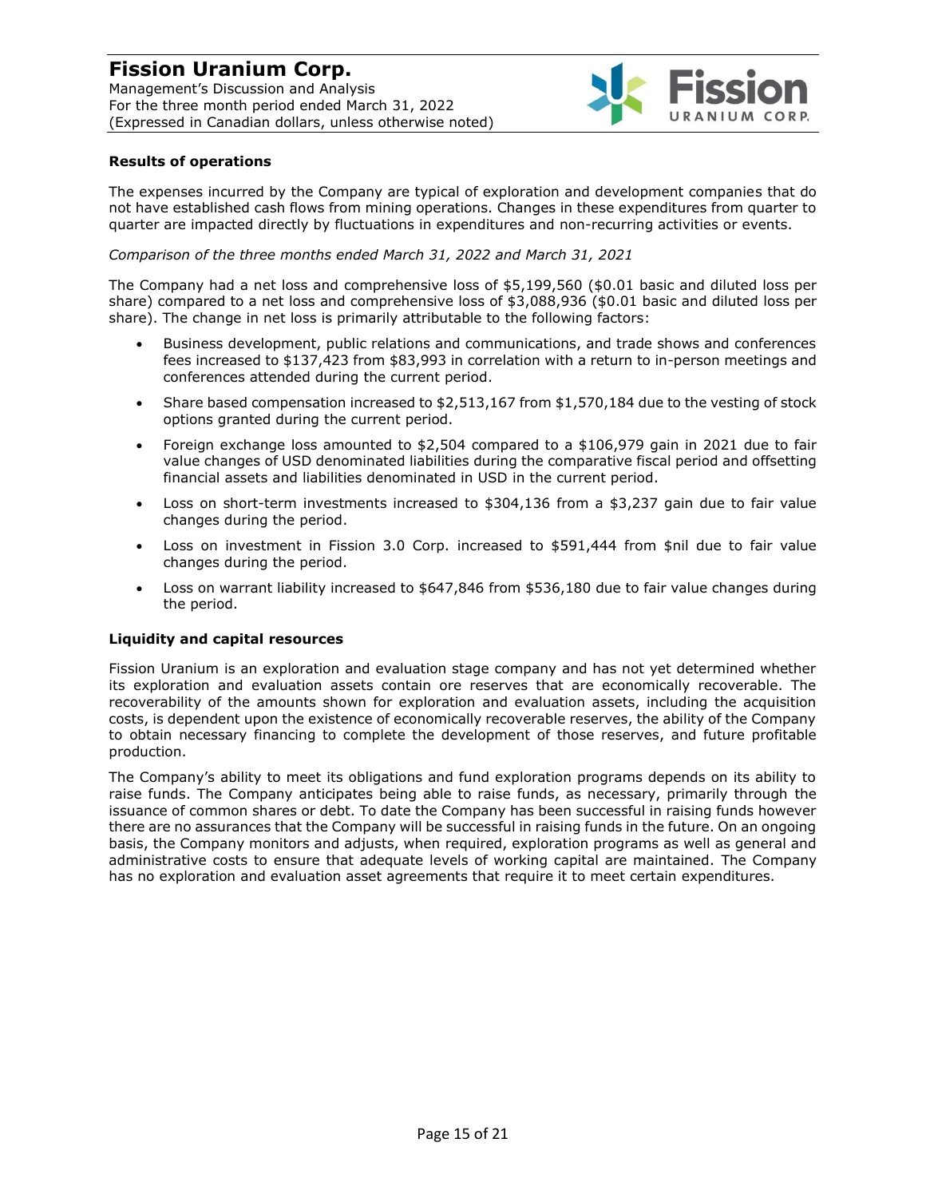## Results of operations

The expenses incurred by the Company are typical of exploration and development companies that do not have established cash flows from mining operations. Changes in these expenditures from quarter to quarter are impacted directly by fluctuations in expenditures and non-recurring activities or events.

*Comparison of the three months ended March 31, 2022 and March 31, 2021*

The Company had a net loss and comprehensive loss of $5,199,560 ($0.01 basic and diluted loss per share) compared to a net loss and comprehensive loss of $3,088,936 ($0.01 basic and diluted loss per share). The change in net loss is primarily attributable to the following factors:

- Business development, public relations and communications, and trade shows and conferences fees increased to $137,423 from $83,993 in correlation with a return to in-person meetings and conferences attended during the current period.
- Share based compensation increased to $2,513,167 from $1,570,184 due to the vesting of stock options granted during the current period.
- Foreign exchange loss amounted to $2,504 compared to a $106,979 gain in 2021 due to fair value changes of USD denominated liabilities during the comparative fiscal period and offsetting financial assets and liabilities denominated in USD in the current period.
- Loss on short-term investments increased to $304,136 from a $3,237 gain due to fair value changes during the period.
- Loss on investment in Fission 3.0 Corp. increased to $591,444 from $nil due to fair value changes during the period.
- Loss on warrant liability increased to $647,846 from $536,180 due to fair value changes during the period.

## Liquidity and capital resources

Fission Uranium is an exploration and evaluation stage company and has not yet determined whether its exploration and evaluation assets contain ore reserves that are economically recoverable. The recoverability of the amounts shown for exploration and evaluation assets, including the acquisition costs, is dependent upon the existence of economically recoverable reserves, the ability of the Company to obtain necessary financing to complete the development of those reserves, and future profitable production.

The Company's ability to meet its obligations and fund exploration programs depends on its ability to raise funds. The Company anticipates being able to raise funds, as necessary, primarily through the issuance of common shares or debt. To date the Company has been successful in raising funds however there are no assurances that the Company will be successful in raising funds in the future. On an ongoing basis, the Company monitors and adjusts, when required, exploration programs as well as general and administrative costs to ensure that adequate levels of working capital are maintained. The Company has no exploration and evaluation asset agreements that require it to meet certain expenditures.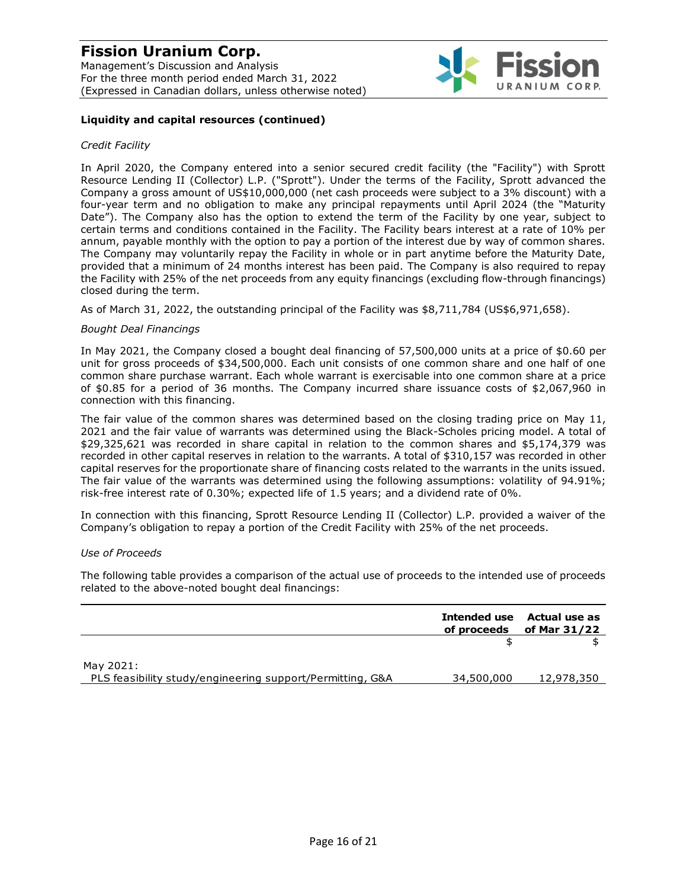### Liquidity and capital resources (continued)

*Credit Facility*

In April 2020, the Company entered into a senior secured credit facility (the "Facility") with Sprott Resource Lending II (Collector) L.P. ("Sprott"). Under the terms of the Facility, Sprott advanced the Company a gross amount of US$10,000,000 (net cash proceeds were subject to a 3% discount) with a four-year term and no obligation to make any principal repayments until April 2024 (the "Maturity Date"). The Company also has the option to extend the term of the Facility by one year, subject to certain terms and conditions contained in the Facility. The Facility bears interest at a rate of 10% per annum, payable monthly with the option to pay a portion of the interest due by way of common shares. The Company may voluntarily repay the Facility in whole or in part anytime before the Maturity Date, provided that a minimum of 24 months interest has been paid. The Company is also required to repay the Facility with 25% of the net proceeds from any equity financings (excluding flow-through financings) closed during the term.

As of March 31, 2022, the outstanding principal of the Facility was $8,711,784 (US$6,971,658).

*Bought Deal Financings*

In May 2021, the Company closed a bought deal financing of 57,500,000 units at a price of $0.60 per unit for gross proceeds of $34,500,000. Each unit consists of one common share and one half of one common share purchase warrant. Each whole warrant is exercisable into one common share at a price of $0.85 for a period of 36 months. The Company incurred share issuance costs of $2,067,960 in connection with this financing.

The fair value of the common shares was determined based on the closing trading price on May 11, 2021 and the fair value of warrants was determined using the Black-Scholes pricing model. A total of $29,325,621 was recorded in share capital in relation to the common shares and $5,174,379 was recorded in other capital reserves in relation to the warrants. A total of $310,157 was recorded in other capital reserves for the proportionate share of financing costs related to the warrants in the units issued. The fair value of the warrants was determined using the following assumptions: volatility of 94.91%; risk-free interest rate of 0.30%; expected life of 1.5 years; and a dividend rate of 0%.

In connection with this financing, Sprott Resource Lending II (Collector) L.P. provided a waiver of the Company's obligation to repay a portion of the Credit Facility with 25% of the net proceeds.

*Use of Proceeds*

The following table provides a comparison of the actual use of proceeds to the intended use of proceeds related to the above-noted bought deal financings:

| | Intended use of proceeds | Actual use as of Mar 31/22 |
|---|---|---|
| | $ | $ |
| May 2021: | | |
| PLS feasibility study/engineering support/Permitting, G&A | 34,500,000 | 12,978,350 |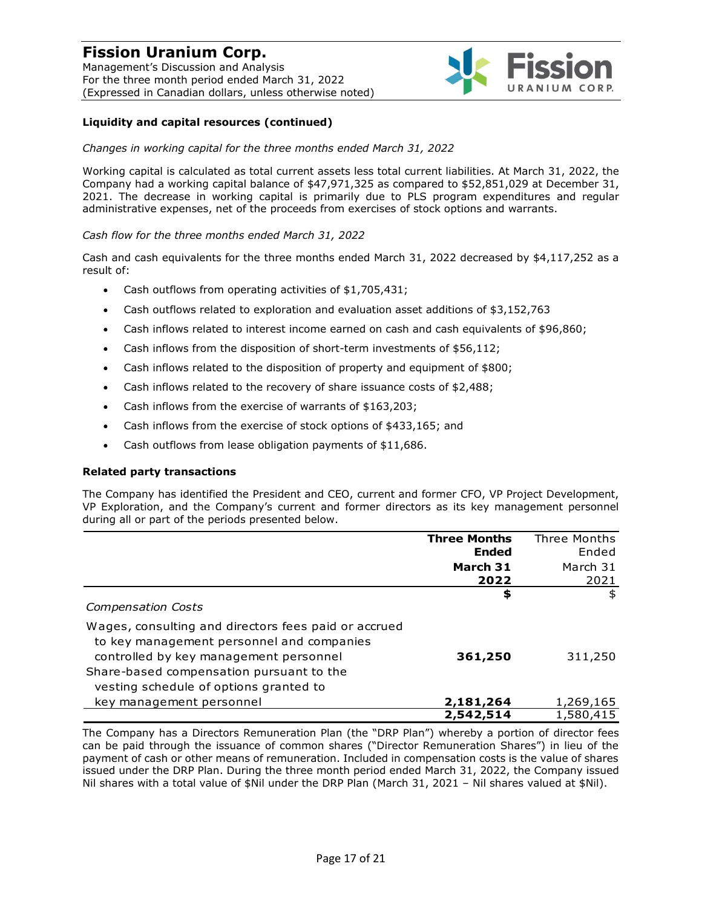### Liquidity and capital resources (continued)

*Changes in working capital for the three months ended March 31, 2022*

Working capital is calculated as total current assets less total current liabilities. At March 31, 2022, the Company had a working capital balance of $47,971,325 as compared to $52,851,029 at December 31, 2021. The decrease in working capital is primarily due to PLS program expenditures and regular administrative expenses, net of the proceeds from exercises of stock options and warrants.

*Cash flow for the three months ended March 31, 2022*

Cash and cash equivalents for the three months ended March 31, 2022 decreased by $4,117,252 as a result of:

- Cash outflows from operating activities of $1,705,431;
- Cash outflows related to exploration and evaluation asset additions of $3,152,763
- Cash inflows related to interest income earned on cash and cash equivalents of $96,860;
- Cash inflows from the disposition of short-term investments of $56,112;
- Cash inflows related to the disposition of property and equipment of $800;
- Cash inflows related to the recovery of share issuance costs of $2,488;
- Cash inflows from the exercise of warrants of $163,203;
- Cash inflows from the exercise of stock options of $433,165; and
- Cash outflows from lease obligation payments of $11,686.

### Related party transactions

The Company has identified the President and CEO, current and former CFO, VP Project Development, VP Exploration, and the Company's current and former directors as its key management personnel during all or part of the periods presented below.

| | **Three Months Ended March 31 2022** | Three Months Ended March 31 2021 |
|---|---|---|
| | **$** | $ |
| *Compensation Costs* | | |
| Wages, consulting and directors fees paid or accrued to key management personnel and companies controlled by key management personnel | **361,250** | 311,250 |
| Share-based compensation pursuant to the vesting schedule of options granted to key management personnel | **2,181,264** | 1,269,165 |
| | **2,542,514** | 1,580,415 |

The Company has a Directors Remuneration Plan (the "DRP Plan") whereby a portion of director fees can be paid through the issuance of common shares ("Director Remuneration Shares") in lieu of the payment of cash or other means of remuneration. Included in compensation costs is the value of shares issued under the DRP Plan. During the three month period ended March 31, 2022, the Company issued Nil shares with a total value of $Nil under the DRP Plan (March 31, 2021 – Nil shares valued at $Nil).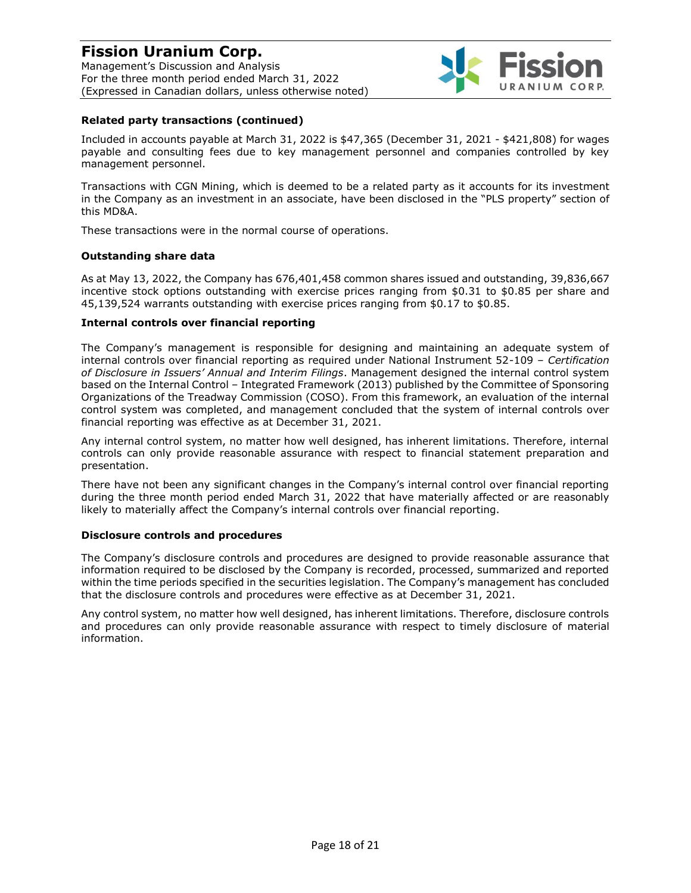**Related party transactions (continued)**

Included in accounts payable at March 31, 2022 is $47,365 (December 31, 2021 - $421,808) for wages payable and consulting fees due to key management personnel and companies controlled by key management personnel.

Transactions with CGN Mining, which is deemed to be a related party as it accounts for its investment in the Company as an investment in an associate, have been disclosed in the "PLS property" section of this MD&A.

These transactions were in the normal course of operations.

**Outstanding share data**

As at May 13, 2022, the Company has 676,401,458 common shares issued and outstanding, 39,836,667 incentive stock options outstanding with exercise prices ranging from $0.31 to $0.85 per share and 45,139,524 warrants outstanding with exercise prices ranging from $0.17 to $0.85.

**Internal controls over financial reporting**

The Company's management is responsible for designing and maintaining an adequate system of internal controls over financial reporting as required under National Instrument 52-109 – *Certification of Disclosure in Issuers' Annual and Interim Filings*. Management designed the internal control system based on the Internal Control – Integrated Framework (2013) published by the Committee of Sponsoring Organizations of the Treadway Commission (COSO). From this framework, an evaluation of the internal control system was completed, and management concluded that the system of internal controls over financial reporting was effective as at December 31, 2021.

Any internal control system, no matter how well designed, has inherent limitations. Therefore, internal controls can only provide reasonable assurance with respect to financial statement preparation and presentation.

There have not been any significant changes in the Company's internal control over financial reporting during the three month period ended March 31, 2022 that have materially affected or are reasonably likely to materially affect the Company's internal controls over financial reporting.

**Disclosure controls and procedures**

The Company's disclosure controls and procedures are designed to provide reasonable assurance that information required to be disclosed by the Company is recorded, processed, summarized and reported within the time periods specified in the securities legislation. The Company's management has concluded that the disclosure controls and procedures were effective as at December 31, 2021.

Any control system, no matter how well designed, has inherent limitations. Therefore, disclosure controls and procedures can only provide reasonable assurance with respect to timely disclosure of material information.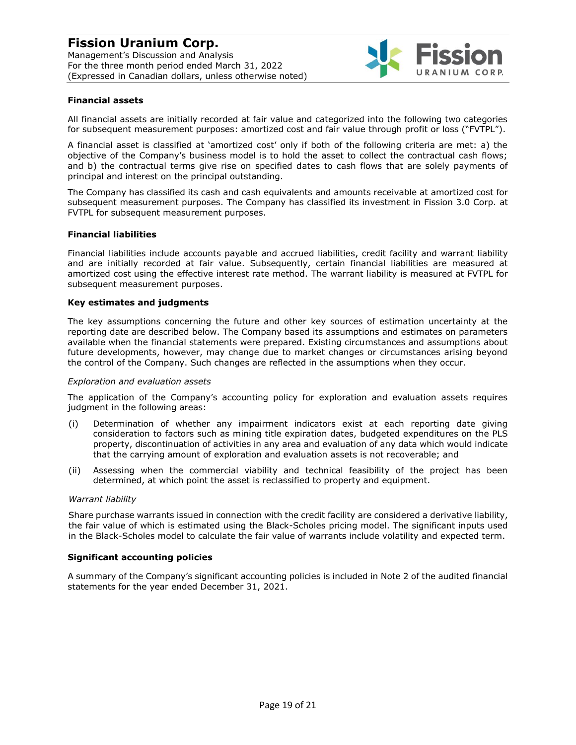### Financial assets

All financial assets are initially recorded at fair value and categorized into the following two categories for subsequent measurement purposes: amortized cost and fair value through profit or loss ("FVTPL").

A financial asset is classified at 'amortized cost' only if both of the following criteria are met: a) the objective of the Company's business model is to hold the asset to collect the contractual cash flows; and b) the contractual terms give rise on specified dates to cash flows that are solely payments of principal and interest on the principal outstanding.

The Company has classified its cash and cash equivalents and amounts receivable at amortized cost for subsequent measurement purposes. The Company has classified its investment in Fission 3.0 Corp. at FVTPL for subsequent measurement purposes.

### Financial liabilities

Financial liabilities include accounts payable and accrued liabilities, credit facility and warrant liability and are initially recorded at fair value. Subsequently, certain financial liabilities are measured at amortized cost using the effective interest rate method. The warrant liability is measured at FVTPL for subsequent measurement purposes.

### Key estimates and judgments

The key assumptions concerning the future and other key sources of estimation uncertainty at the reporting date are described below. The Company based its assumptions and estimates on parameters available when the financial statements were prepared. Existing circumstances and assumptions about future developments, however, may change due to market changes or circumstances arising beyond the control of the Company. Such changes are reflected in the assumptions when they occur.

*Exploration and evaluation assets*

The application of the Company's accounting policy for exploration and evaluation assets requires judgment in the following areas:

(i) Determination of whether any impairment indicators exist at each reporting date giving consideration to factors such as mining title expiration dates, budgeted expenditures on the PLS property, discontinuation of activities in any area and evaluation of any data which would indicate that the carrying amount of exploration and evaluation assets is not recoverable; and

(ii) Assessing when the commercial viability and technical feasibility of the project has been determined, at which point the asset is reclassified to property and equipment.

*Warrant liability*

Share purchase warrants issued in connection with the credit facility are considered a derivative liability, the fair value of which is estimated using the Black-Scholes pricing model. The significant inputs used in the Black-Scholes model to calculate the fair value of warrants include volatility and expected term.

### Significant accounting policies

A summary of the Company's significant accounting policies is included in Note 2 of the audited financial statements for the year ended December 31, 2021.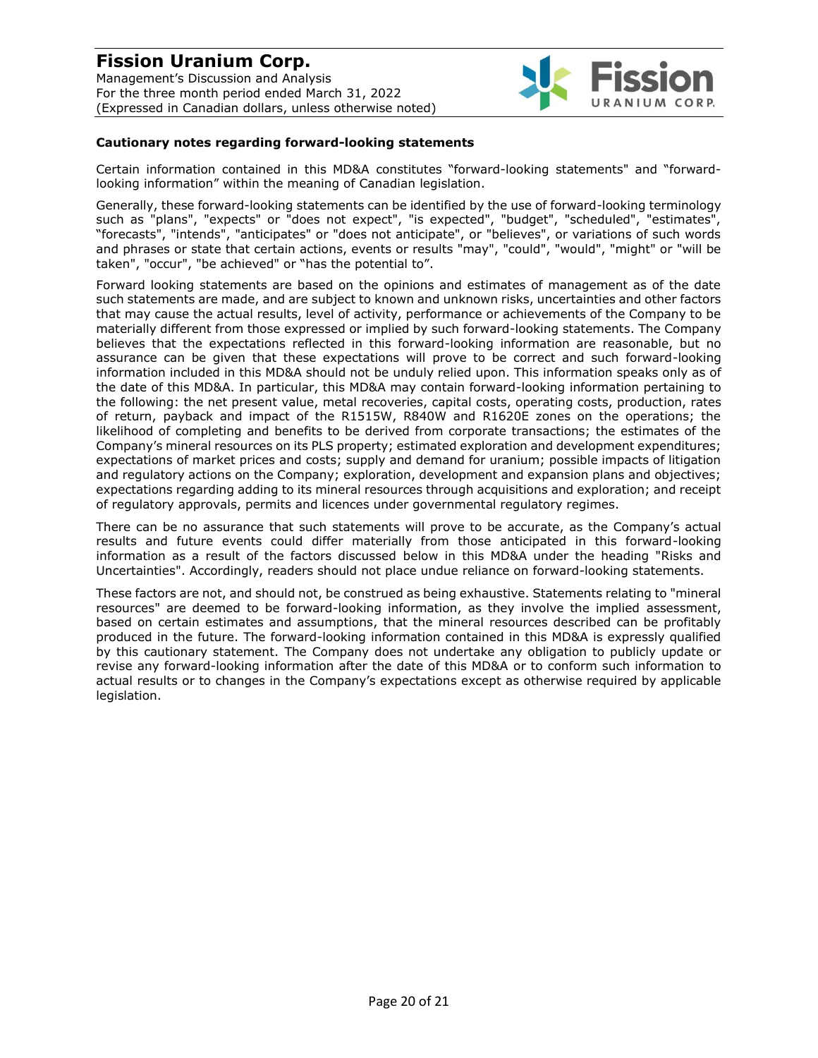**Cautionary notes regarding forward-looking statements**

Certain information contained in this MD&A constitutes "forward-looking statements" and "forward-looking information" within the meaning of Canadian legislation.

Generally, these forward-looking statements can be identified by the use of forward-looking terminology such as "plans", "expects" or "does not expect", "is expected", "budget", "scheduled", "estimates", "forecasts", "intends", "anticipates" or "does not anticipate", or "believes", or variations of such words and phrases or state that certain actions, events or results "may", "could", "would", "might" or "will be taken", "occur", "be achieved" or "has the potential to".

Forward looking statements are based on the opinions and estimates of management as of the date such statements are made, and are subject to known and unknown risks, uncertainties and other factors that may cause the actual results, level of activity, performance or achievements of the Company to be materially different from those expressed or implied by such forward-looking statements. The Company believes that the expectations reflected in this forward-looking information are reasonable, but no assurance can be given that these expectations will prove to be correct and such forward-looking information included in this MD&A should not be unduly relied upon. This information speaks only as of the date of this MD&A. In particular, this MD&A may contain forward-looking information pertaining to the following: the net present value, metal recoveries, capital costs, operating costs, production, rates of return, payback and impact of the R1515W, R840W and R1620E zones on the operations; the likelihood of completing and benefits to be derived from corporate transactions; the estimates of the Company's mineral resources on its PLS property; estimated exploration and development expenditures; expectations of market prices and costs; supply and demand for uranium; possible impacts of litigation and regulatory actions on the Company; exploration, development and expansion plans and objectives; expectations regarding adding to its mineral resources through acquisitions and exploration; and receipt of regulatory approvals, permits and licences under governmental regulatory regimes.

There can be no assurance that such statements will prove to be accurate, as the Company's actual results and future events could differ materially from those anticipated in this forward-looking information as a result of the factors discussed below in this MD&A under the heading "Risks and Uncertainties". Accordingly, readers should not place undue reliance on forward-looking statements.

These factors are not, and should not, be construed as being exhaustive. Statements relating to "mineral resources" are deemed to be forward-looking information, as they involve the implied assessment, based on certain estimates and assumptions, that the mineral resources described can be profitably produced in the future. The forward-looking information contained in this MD&A is expressly qualified by this cautionary statement. The Company does not undertake any obligation to publicly update or revise any forward-looking information after the date of this MD&A or to conform such information to actual results or to changes in the Company's expectations except as otherwise required by applicable legislation.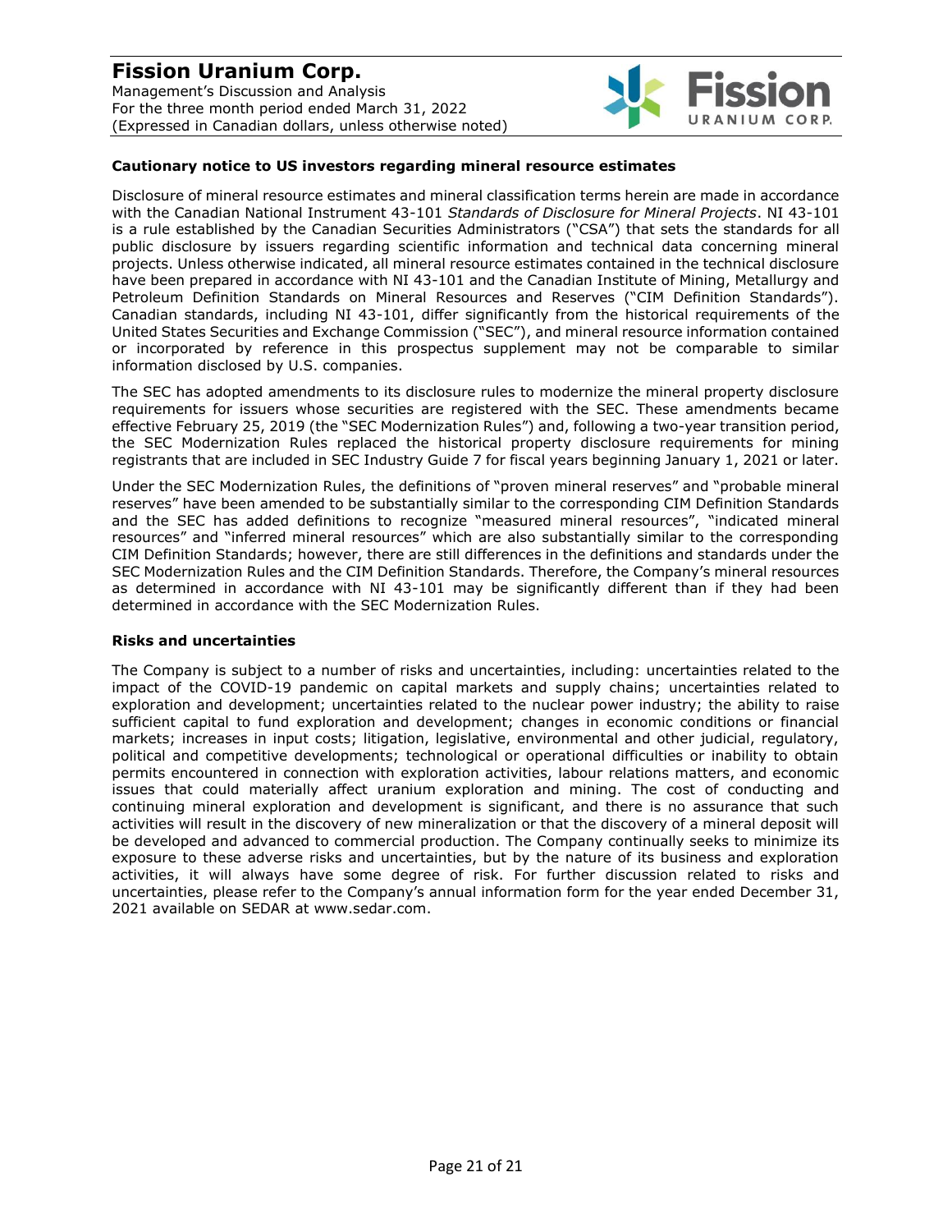### Cautionary notice to US investors regarding mineral resource estimates

Disclosure of mineral resource estimates and mineral classification terms herein are made in accordance with the Canadian National Instrument 43-101 *Standards of Disclosure for Mineral Projects*. NI 43-101 is a rule established by the Canadian Securities Administrators ("CSA") that sets the standards for all public disclosure by issuers regarding scientific information and technical data concerning mineral projects. Unless otherwise indicated, all mineral resource estimates contained in the technical disclosure have been prepared in accordance with NI 43-101 and the Canadian Institute of Mining, Metallurgy and Petroleum Definition Standards on Mineral Resources and Reserves ("CIM Definition Standards"). Canadian standards, including NI 43-101, differ significantly from the historical requirements of the United States Securities and Exchange Commission ("SEC"), and mineral resource information contained or incorporated by reference in this prospectus supplement may not be comparable to similar information disclosed by U.S. companies.

The SEC has adopted amendments to its disclosure rules to modernize the mineral property disclosure requirements for issuers whose securities are registered with the SEC. These amendments became effective February 25, 2019 (the "SEC Modernization Rules") and, following a two-year transition period, the SEC Modernization Rules replaced the historical property disclosure requirements for mining registrants that are included in SEC Industry Guide 7 for fiscal years beginning January 1, 2021 or later.

Under the SEC Modernization Rules, the definitions of "proven mineral reserves" and "probable mineral reserves" have been amended to be substantially similar to the corresponding CIM Definition Standards and the SEC has added definitions to recognize "measured mineral resources", "indicated mineral resources" and "inferred mineral resources" which are also substantially similar to the corresponding CIM Definition Standards; however, there are still differences in the definitions and standards under the SEC Modernization Rules and the CIM Definition Standards. Therefore, the Company's mineral resources as determined in accordance with NI 43-101 may be significantly different than if they had been determined in accordance with the SEC Modernization Rules.

### Risks and uncertainties

The Company is subject to a number of risks and uncertainties, including: uncertainties related to the impact of the COVID-19 pandemic on capital markets and supply chains; uncertainties related to exploration and development; uncertainties related to the nuclear power industry; the ability to raise sufficient capital to fund exploration and development; changes in economic conditions or financial markets; increases in input costs; litigation, legislative, environmental and other judicial, regulatory, political and competitive developments; technological or operational difficulties or inability to obtain permits encountered in connection with exploration activities, labour relations matters, and economic issues that could materially affect uranium exploration and mining. The cost of conducting and continuing mineral exploration and development is significant, and there is no assurance that such activities will result in the discovery of new mineralization or that the discovery of a mineral deposit will be developed and advanced to commercial production. The Company continually seeks to minimize its exposure to these adverse risks and uncertainties, but by the nature of its business and exploration activities, it will always have some degree of risk. For further discussion related to risks and uncertainties, please refer to the Company's annual information form for the year ended December 31, 2021 available on SEDAR at www.sedar.com.